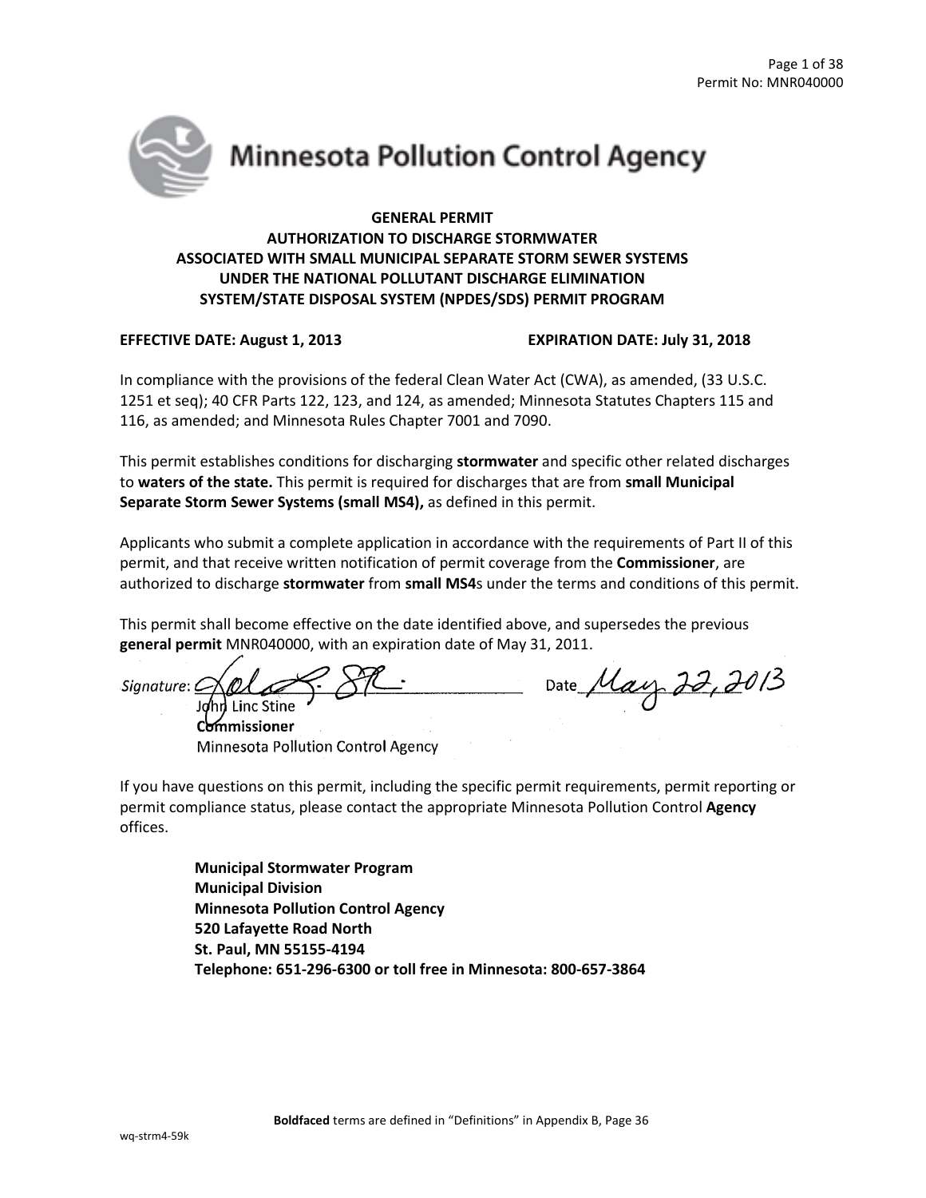# Minnesota Pollution Control Agency

## GENERAL PERMIT
## AUTHORIZATION TO DISCHARGE STORMWATER
## ASSOCIATED WITH SMALL MUNICIPAL SEPARATE STORM SEWER SYSTEMS
## UNDER THE NATIONAL POLLUTANT DISCHARGE ELIMINATION SYSTEM/STATE DISPOSAL SYSTEM (NPDES/SDS) PERMIT PROGRAM

**EFFECTIVE DATE: August 1, 2013** **EXPIRATION DATE: July 31, 2018**

In compliance with the provisions of the federal Clean Water Act (CWA), as amended, (33 U.S.C. 1251 et seq); 40 CFR Parts 122, 123, and 124, as amended; Minnesota Statutes Chapters 115 and 116, as amended; and Minnesota Rules Chapter 7001 and 7090.

This permit establishes conditions for discharging **stormwater** and specific other related discharges to **waters of the state.** This permit is required for discharges that are from **small Municipal Separate Storm Sewer Systems (small MS4),** as defined in this permit.

Applicants who submit a complete application in accordance with the requirements of Part II of this permit, and that receive written notification of permit coverage from the **Commissioner**, are authorized to discharge **stormwater** from **small MS4**s under the terms and conditions of this permit.

This permit shall become effective on the date identified above, and supersedes the previous **general permit** MNR040000, with an expiration date of May 31, 2011.

Signature: John Linc Stine Date May 22, 2013
**Commissioner**
Minnesota Pollution Control Agency

If you have questions on this permit, including the specific permit requirements, permit reporting or permit compliance status, please contact the appropriate Minnesota Pollution Control **Agency** offices.

**Municipal Stormwater Program**
**Municipal Division**
**Minnesota Pollution Control Agency**
**520 Lafayette Road North**
**St. Paul, MN 55155-4194**
**Telephone: 651-296-6300 or toll free in Minnesota: 800-657-3864**

**Boldfaced** terms are defined in "Definitions" in Appendix B, Page 36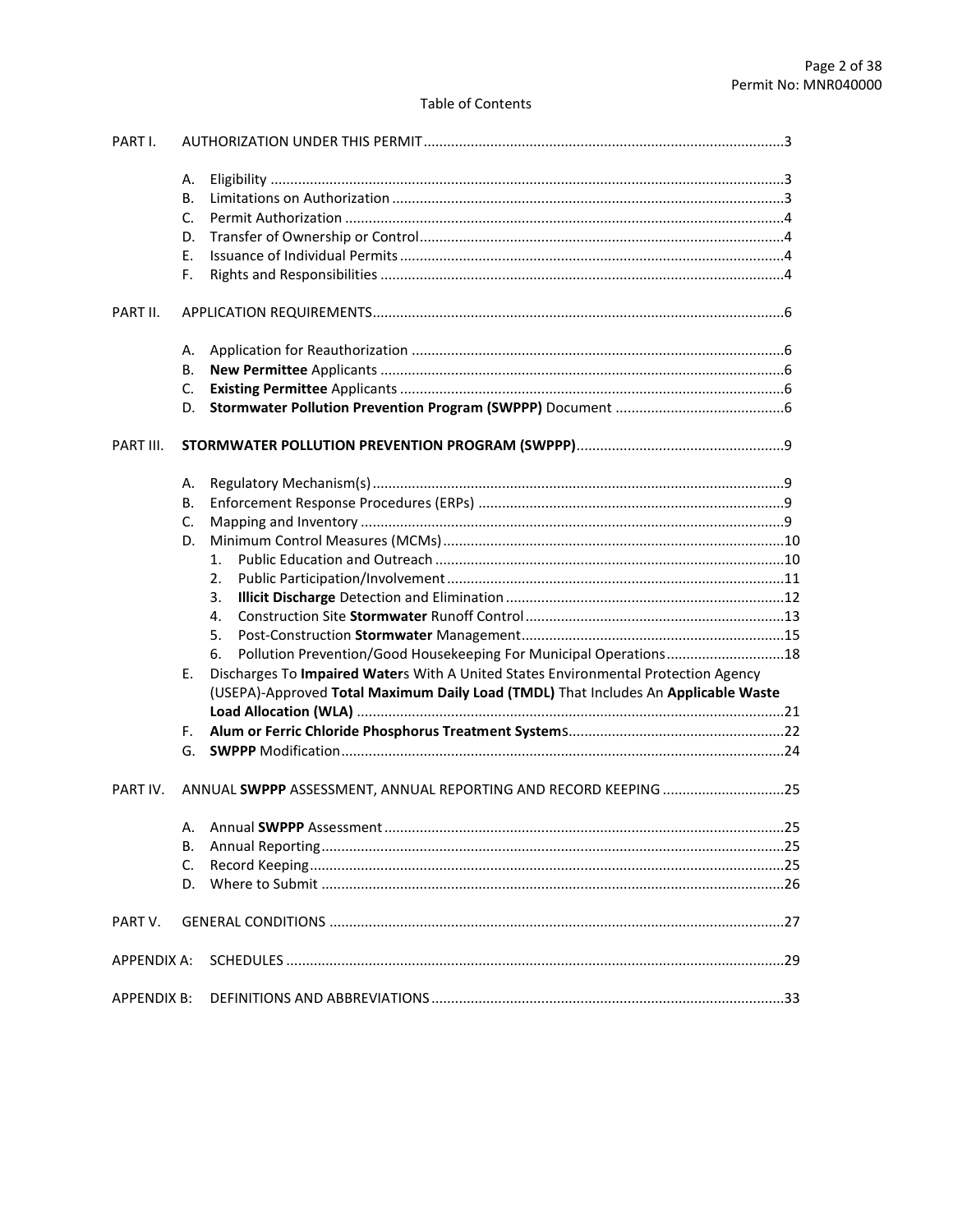## Table of Contents

PART I. AUTHORIZATION UNDER THIS PERMIT ..... 3

- A. Eligibility ..... 3
- B. Limitations on Authorization ..... 3
- C. Permit Authorization ..... 4
- D. Transfer of Ownership or Control ..... 4
- E. Issuance of Individual Permits ..... 4
- F. Rights and Responsibilities ..... 4

PART II. APPLICATION REQUIREMENTS ..... 6

- A. Application for Reauthorization ..... 6
- B. **New Permittee** Applicants ..... 6
- C. **Existing Permittee** Applicants ..... 6
- D. **Stormwater Pollution Prevention Program (SWPPP)** Document ..... 6

PART III. **STORMWATER POLLUTION PREVENTION PROGRAM (SWPPP)** ..... 9

- A. Regulatory Mechanism(s) ..... 9
- B. Enforcement Response Procedures (ERPs) ..... 9
- C. Mapping and Inventory ..... 9
- D. Minimum Control Measures (MCMs) ..... 10
  1. Public Education and Outreach ..... 10
  2. Public Participation/Involvement ..... 11
  3. **Illicit Discharge** Detection and Elimination ..... 12
  4. Construction Site **Stormwater** Runoff Control ..... 13
  5. Post-Construction **Stormwater** Management ..... 15
  6. Pollution Prevention/Good Housekeeping For Municipal Operations ..... 18
- E. Discharges To **Impaired Water**s With A United States Environmental Protection Agency (USEPA)-Approved **Total Maximum Daily Load (TMDL)** That Includes An **Applicable Waste Load Allocation (WLA)** ..... 21
- F. **Alum or Ferric Chloride Phosphorus Treatment System**s ..... 22
- G. **SWPPP** Modification ..... 24

PART IV. ANNUAL **SWPPP** ASSESSMENT, ANNUAL REPORTING AND RECORD KEEPING ..... 25

- A. Annual **SWPPP** Assessment ..... 25
- B. Annual Reporting ..... 25
- C. Record Keeping ..... 25
- D. Where to Submit ..... 26

PART V. GENERAL CONDITIONS ..... 27

APPENDIX A: SCHEDULES ..... 29

APPENDIX B: DEFINITIONS AND ABBREVIATIONS ..... 33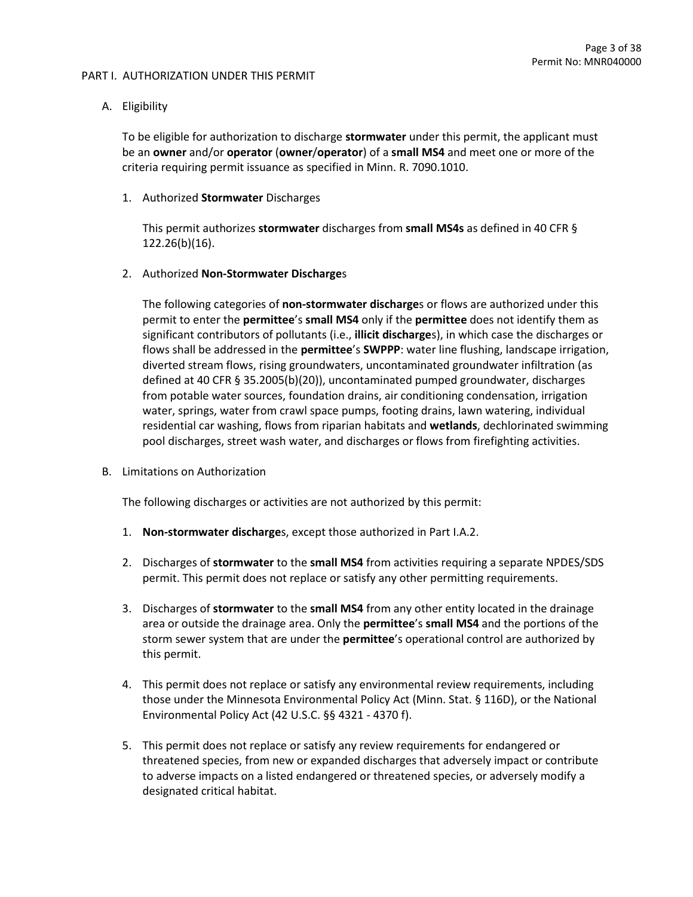## PART I. AUTHORIZATION UNDER THIS PERMIT

### A. Eligibility

To be eligible for authorization to discharge **stormwater** under this permit, the applicant must be an **owner** and/or **operator** (**owner**/**operator**) of a **small MS4** and meet one or more of the criteria requiring permit issuance as specified in Minn. R. 7090.1010.

1. Authorized **Stormwater** Discharges

   This permit authorizes **stormwater** discharges from **small MS4s** as defined in 40 CFR § 122.26(b)(16).

2. Authorized **Non-Stormwater Discharge**s

   The following categories of **non-stormwater discharge**s or flows are authorized under this permit to enter the **permittee**'s **small MS4** only if the **permittee** does not identify them as significant contributors of pollutants (i.e., **illicit discharge**s), in which case the discharges or flows shall be addressed in the **permittee**'s **SWPPP**: water line flushing, landscape irrigation, diverted stream flows, rising groundwaters, uncontaminated groundwater infiltration (as defined at 40 CFR § 35.2005(b)(20)), uncontaminated pumped groundwater, discharges from potable water sources, foundation drains, air conditioning condensation, irrigation water, springs, water from crawl space pumps, footing drains, lawn watering, individual residential car washing, flows from riparian habitats and **wetlands**, dechlorinated swimming pool discharges, street wash water, and discharges or flows from firefighting activities.

### B. Limitations on Authorization

The following discharges or activities are not authorized by this permit:

1. **Non-stormwater discharge**s, except those authorized in Part I.A.2.

2. Discharges of **stormwater** to the **small MS4** from activities requiring a separate NPDES/SDS permit. This permit does not replace or satisfy any other permitting requirements.

3. Discharges of **stormwater** to the **small MS4** from any other entity located in the drainage area or outside the drainage area. Only the **permittee**'s **small MS4** and the portions of the storm sewer system that are under the **permittee**'s operational control are authorized by this permit.

4. This permit does not replace or satisfy any environmental review requirements, including those under the Minnesota Environmental Policy Act (Minn. Stat. § 116D), or the National Environmental Policy Act (42 U.S.C. §§ 4321 - 4370 f).

5. This permit does not replace or satisfy any review requirements for endangered or threatened species, from new or expanded discharges that adversely impact or contribute to adverse impacts on a listed endangered or threatened species, or adversely modify a designated critical habitat.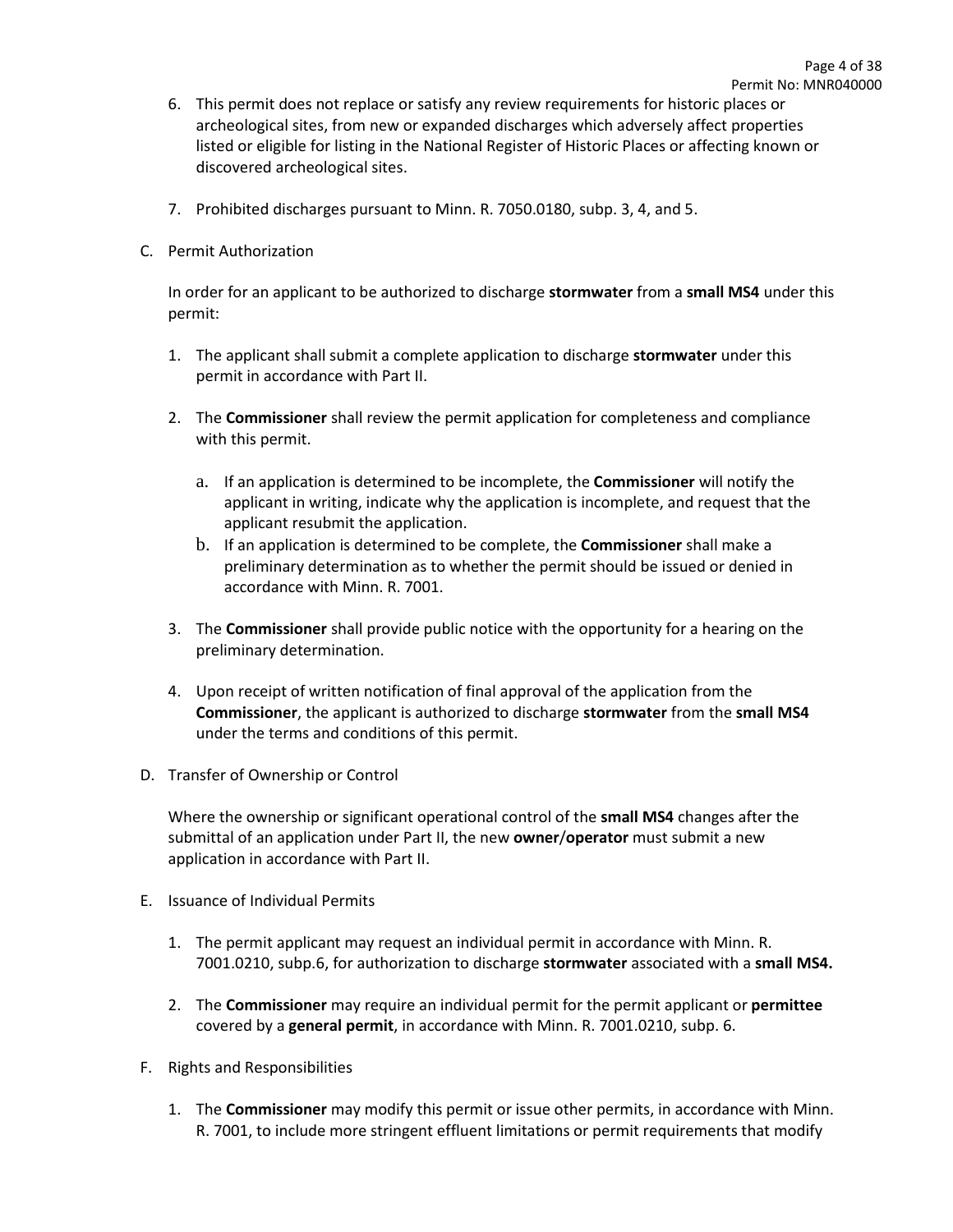6. This permit does not replace or satisfy any review requirements for historic places or archeological sites, from new or expanded discharges which adversely affect properties listed or eligible for listing in the National Register of Historic Places or affecting known or discovered archeological sites.

7. Prohibited discharges pursuant to Minn. R. 7050.0180, subp. 3, 4, and 5.

C. Permit Authorization

In order for an applicant to be authorized to discharge **stormwater** from a **small MS4** under this permit:

1. The applicant shall submit a complete application to discharge **stormwater** under this permit in accordance with Part II.

2. The **Commissioner** shall review the permit application for completeness and compliance with this permit.

   a. If an application is determined to be incomplete, the **Commissioner** will notify the applicant in writing, indicate why the application is incomplete, and request that the applicant resubmit the application.
   b. If an application is determined to be complete, the **Commissioner** shall make a preliminary determination as to whether the permit should be issued or denied in accordance with Minn. R. 7001.

3. The **Commissioner** shall provide public notice with the opportunity for a hearing on the preliminary determination.

4. Upon receipt of written notification of final approval of the application from the **Commissioner**, the applicant is authorized to discharge **stormwater** from the **small MS4** under the terms and conditions of this permit.

D. Transfer of Ownership or Control

Where the ownership or significant operational control of the **small MS4** changes after the submittal of an application under Part II, the new **owner**/**operator** must submit a new application in accordance with Part II.

E. Issuance of Individual Permits

1. The permit applicant may request an individual permit in accordance with Minn. R. 7001.0210, subp.6, for authorization to discharge **stormwater** associated with a **small MS4.**

2. The **Commissioner** may require an individual permit for the permit applicant or **permittee** covered by a **general permit**, in accordance with Minn. R. 7001.0210, subp. 6.

F. Rights and Responsibilities

1. The **Commissioner** may modify this permit or issue other permits, in accordance with Minn. R. 7001, to include more stringent effluent limitations or permit requirements that modify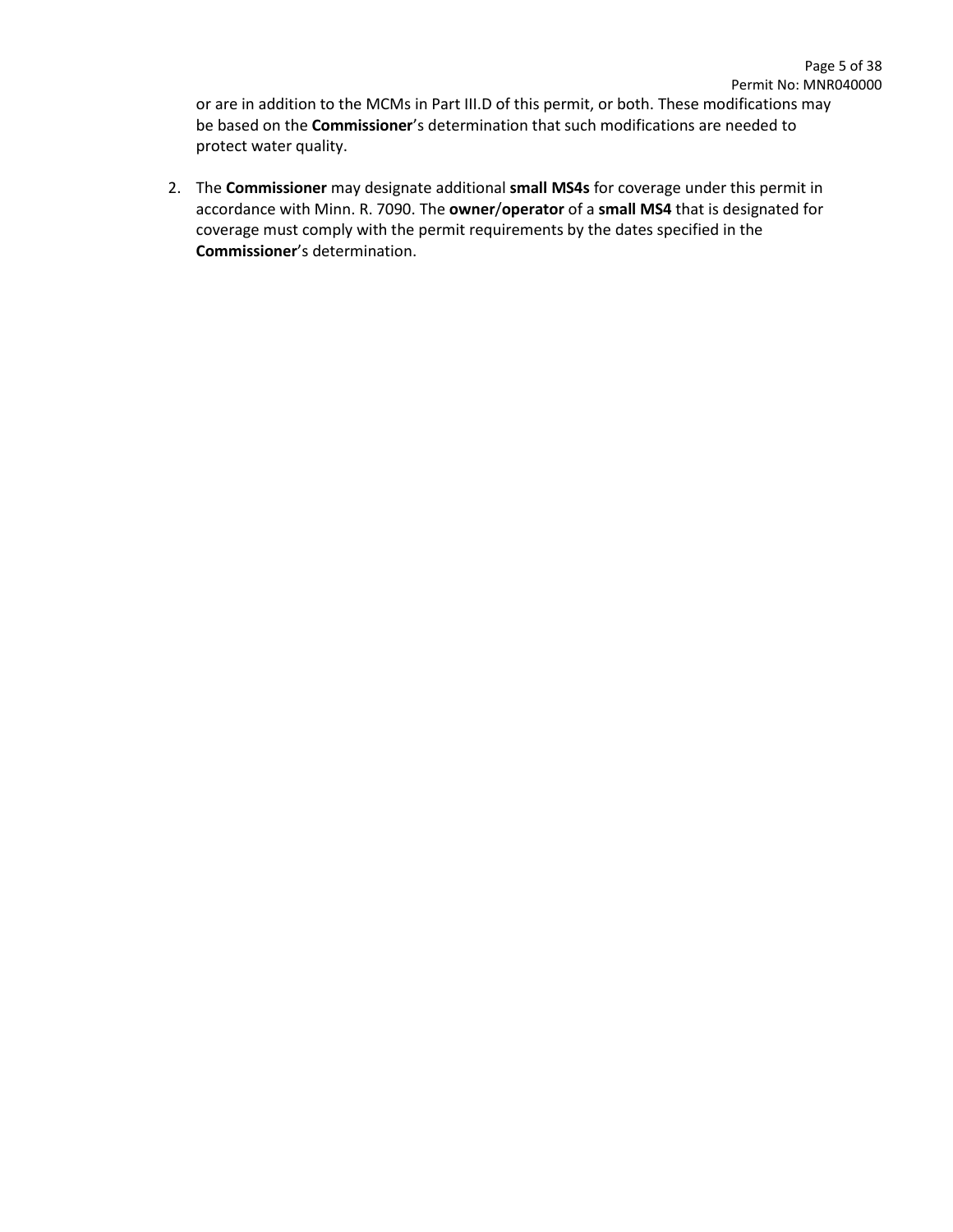or are in addition to the MCMs in Part III.D of this permit, or both. These modifications may be based on the **Commissioner**'s determination that such modifications are needed to protect water quality.

2. The **Commissioner** may designate additional **small MS4s** for coverage under this permit in accordance with Minn. R. 7090. The **owner**/**operator** of a **small MS4** that is designated for coverage must comply with the permit requirements by the dates specified in the **Commissioner**'s determination.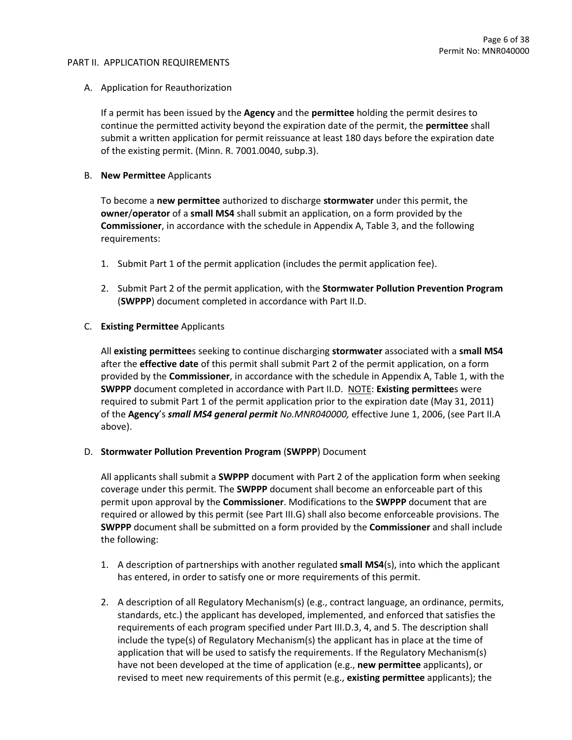## PART II. APPLICATION REQUIREMENTS

A. Application for Reauthorization

If a permit has been issued by the **Agency** and the **permittee** holding the permit desires to continue the permitted activity beyond the expiration date of the permit, the **permittee** shall submit a written application for permit reissuance at least 180 days before the expiration date of the existing permit. (Minn. R. 7001.0040, subp.3).

B. **New Permittee** Applicants

To become a **new permittee** authorized to discharge **stormwater** under this permit, the **owner**/**operator** of a **small MS4** shall submit an application, on a form provided by the **Commissioner**, in accordance with the schedule in Appendix A, Table 3, and the following requirements:

1. Submit Part 1 of the permit application (includes the permit application fee).
2. Submit Part 2 of the permit application, with the **Stormwater Pollution Prevention Program** (**SWPPP**) document completed in accordance with Part II.D.

C. **Existing Permittee** Applicants

All **existing permittee**s seeking to continue discharging **stormwater** associated with a **small MS4** after the **effective date** of this permit shall submit Part 2 of the permit application, on a form provided by the **Commissioner**, in accordance with the schedule in Appendix A, Table 1, with the **SWPPP** document completed in accordance with Part II.D. NOTE: **Existing permittee**s were required to submit Part 1 of the permit application prior to the expiration date (May 31, 2011) of the **Agency**'s ***small MS4 general permit*** *No.MNR040000,* effective June 1, 2006, (see Part II.A above).

D. **Stormwater Pollution Prevention Program** (**SWPPP**) Document

All applicants shall submit a **SWPPP** document with Part 2 of the application form when seeking coverage under this permit. The **SWPPP** document shall become an enforceable part of this permit upon approval by the **Commissioner**. Modifications to the **SWPPP** document that are required or allowed by this permit (see Part III.G) shall also become enforceable provisions. The **SWPPP** document shall be submitted on a form provided by the **Commissioner** and shall include the following:

1. A description of partnerships with another regulated **small MS4**(s), into which the applicant has entered, in order to satisfy one or more requirements of this permit.
2. A description of all Regulatory Mechanism(s) (e.g., contract language, an ordinance, permits, standards, etc.) the applicant has developed, implemented, and enforced that satisfies the requirements of each program specified under Part III.D.3, 4, and 5. The description shall include the type(s) of Regulatory Mechanism(s) the applicant has in place at the time of application that will be used to satisfy the requirements. If the Regulatory Mechanism(s) have not been developed at the time of application (e.g., **new permittee** applicants), or revised to meet new requirements of this permit (e.g., **existing permittee** applicants); the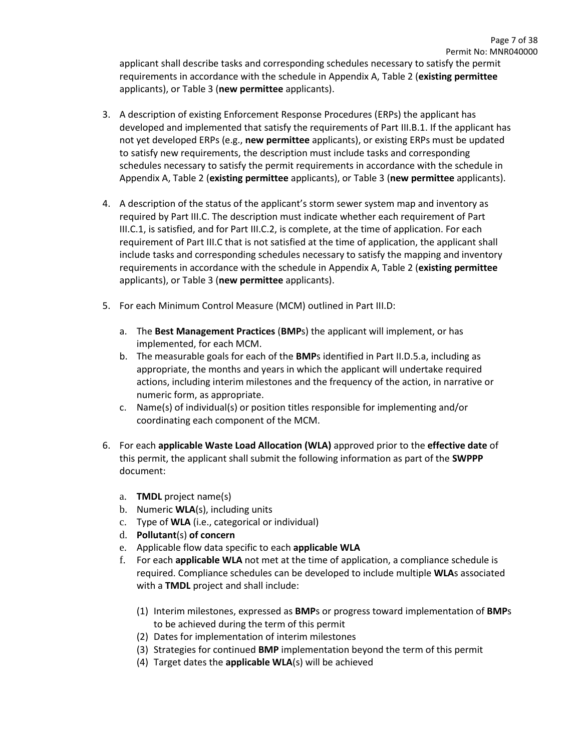applicant shall describe tasks and corresponding schedules necessary to satisfy the permit requirements in accordance with the schedule in Appendix A, Table 2 (**existing permittee** applicants), or Table 3 (**new permittee** applicants).

3. A description of existing Enforcement Response Procedures (ERPs) the applicant has developed and implemented that satisfy the requirements of Part III.B.1. If the applicant has not yet developed ERPs (e.g., **new permittee** applicants), or existing ERPs must be updated to satisfy new requirements, the description must include tasks and corresponding schedules necessary to satisfy the permit requirements in accordance with the schedule in Appendix A, Table 2 (**existing permittee** applicants), or Table 3 (**new permittee** applicants).

4. A description of the status of the applicant's storm sewer system map and inventory as required by Part III.C. The description must indicate whether each requirement of Part III.C.1, is satisfied, and for Part III.C.2, is complete, at the time of application. For each requirement of Part III.C that is not satisfied at the time of application, the applicant shall include tasks and corresponding schedules necessary to satisfy the mapping and inventory requirements in accordance with the schedule in Appendix A, Table 2 (**existing permittee** applicants), or Table 3 (**new permittee** applicants).

5. For each Minimum Control Measure (MCM) outlined in Part III.D:

   a. The **Best Management Practices** (**BMP**s) the applicant will implement, or has implemented, for each MCM.
   b. The measurable goals for each of the **BMP**s identified in Part II.D.5.a, including as appropriate, the months and years in which the applicant will undertake required actions, including interim milestones and the frequency of the action, in narrative or numeric form, as appropriate.
   c. Name(s) of individual(s) or position titles responsible for implementing and/or coordinating each component of the MCM.

6. For each **applicable Waste Load Allocation (WLA)** approved prior to the **effective date** of this permit, the applicant shall submit the following information as part of the **SWPPP** document:

   a. **TMDL** project name(s)
   b. Numeric **WLA**(s), including units
   c. Type of **WLA** (i.e., categorical or individual)
   d. **Pollutant**(s) **of concern**
   e. Applicable flow data specific to each **applicable WLA**
   f. For each **applicable WLA** not met at the time of application, a compliance schedule is required. Compliance schedules can be developed to include multiple **WLA**s associated with a **TMDL** project and shall include:

      (1) Interim milestones, expressed as **BMP**s or progress toward implementation of **BMP**s to be achieved during the term of this permit
      (2) Dates for implementation of interim milestones
      (3) Strategies for continued **BMP** implementation beyond the term of this permit
      (4) Target dates the **applicable WLA**(s) will be achieved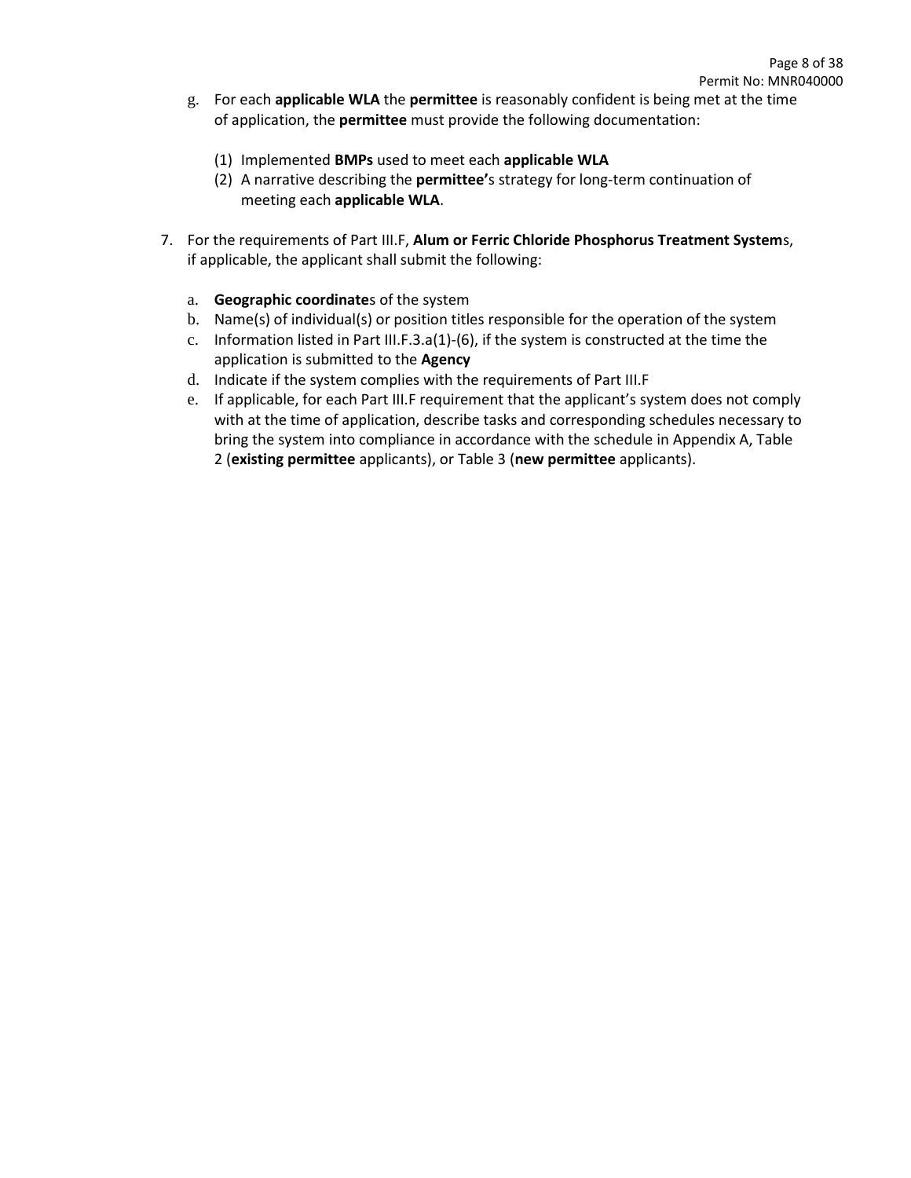g. For each **applicable WLA** the **permittee** is reasonably confident is being met at the time of application, the **permittee** must provide the following documentation:

   (1) Implemented **BMPs** used to meet each **applicable WLA**
   (2) A narrative describing the **permittee'**s strategy for long-term continuation of meeting each **applicable WLA**.

7. For the requirements of Part III.F, **Alum or Ferric Chloride Phosphorus Treatment System**s, if applicable, the applicant shall submit the following:

   a. **Geographic coordinate**s of the system
   b. Name(s) of individual(s) or position titles responsible for the operation of the system
   c. Information listed in Part III.F.3.a(1)-(6), if the system is constructed at the time the application is submitted to the **Agency**
   d. Indicate if the system complies with the requirements of Part III.F
   e. If applicable, for each Part III.F requirement that the applicant's system does not comply with at the time of application, describe tasks and corresponding schedules necessary to bring the system into compliance in accordance with the schedule in Appendix A, Table 2 (**existing permittee** applicants), or Table 3 (**new permittee** applicants).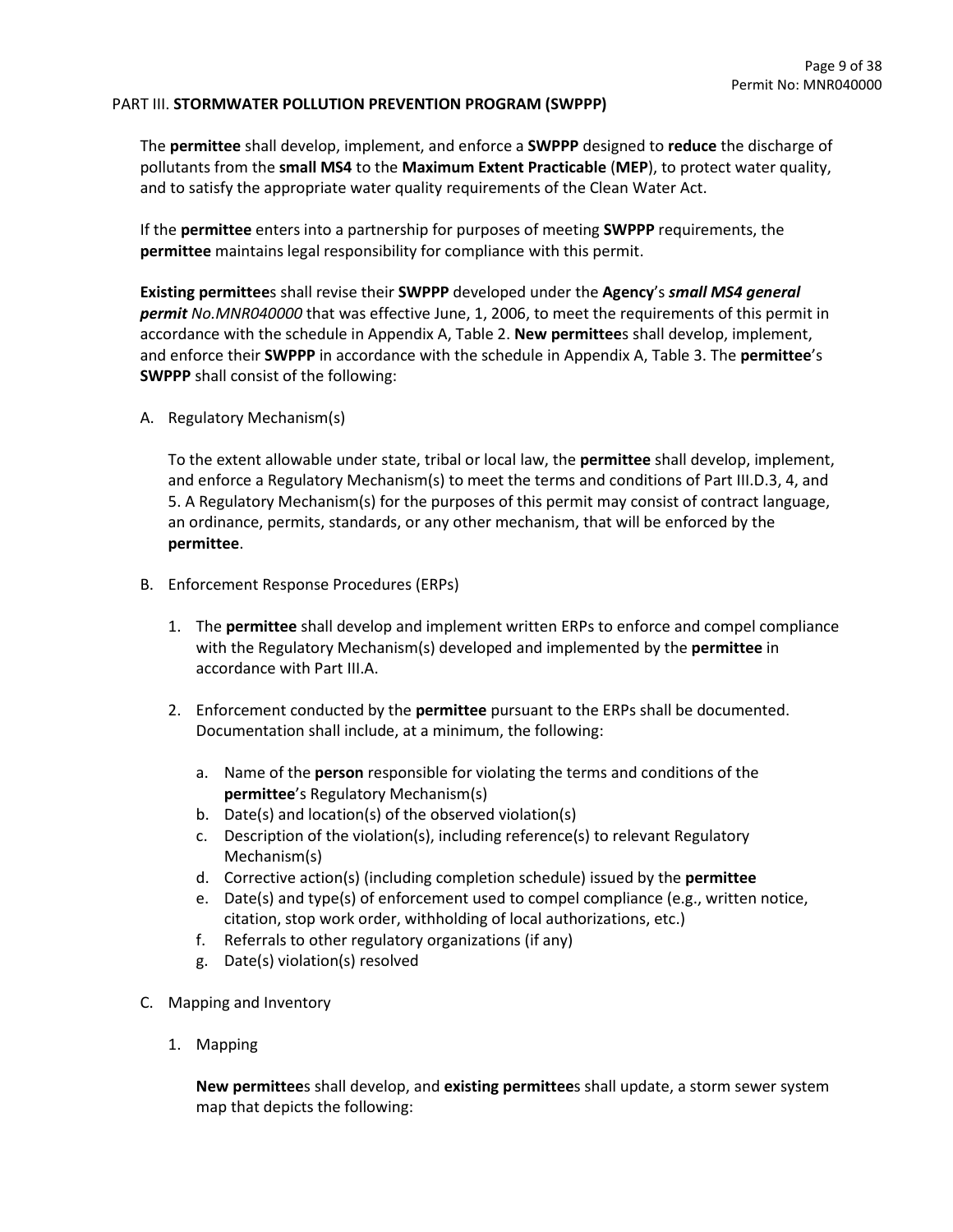## PART III. **STORMWATER POLLUTION PREVENTION PROGRAM (SWPPP)**

The **permittee** shall develop, implement, and enforce a **SWPPP** designed to **reduce** the discharge of pollutants from the **small MS4** to the **Maximum Extent Practicable** (**MEP**), to protect water quality, and to satisfy the appropriate water quality requirements of the Clean Water Act.

If the **permittee** enters into a partnership for purposes of meeting **SWPPP** requirements, the **permittee** maintains legal responsibility for compliance with this permit.

**Existing permittee**s shall revise their **SWPPP** developed under the **Agency**'s ***small MS4 general permit*** *No.MNR040000* that was effective June, 1, 2006, to meet the requirements of this permit in accordance with the schedule in Appendix A, Table 2. **New permittee**s shall develop, implement, and enforce their **SWPPP** in accordance with the schedule in Appendix A, Table 3. The **permittee**'s **SWPPP** shall consist of the following:

A. Regulatory Mechanism(s)

   To the extent allowable under state, tribal or local law, the **permittee** shall develop, implement, and enforce a Regulatory Mechanism(s) to meet the terms and conditions of Part III.D.3, 4, and 5. A Regulatory Mechanism(s) for the purposes of this permit may consist of contract language, an ordinance, permits, standards, or any other mechanism, that will be enforced by the **permittee**.

B. Enforcement Response Procedures (ERPs)

   1. The **permittee** shall develop and implement written ERPs to enforce and compel compliance with the Regulatory Mechanism(s) developed and implemented by the **permittee** in accordance with Part III.A.

   2. Enforcement conducted by the **permittee** pursuant to the ERPs shall be documented. Documentation shall include, at a minimum, the following:

      a. Name of the **person** responsible for violating the terms and conditions of the **permittee**'s Regulatory Mechanism(s)
      b. Date(s) and location(s) of the observed violation(s)
      c. Description of the violation(s), including reference(s) to relevant Regulatory Mechanism(s)
      d. Corrective action(s) (including completion schedule) issued by the **permittee**
      e. Date(s) and type(s) of enforcement used to compel compliance (e.g., written notice, citation, stop work order, withholding of local authorizations, etc.)
      f. Referrals to other regulatory organizations (if any)
      g. Date(s) violation(s) resolved

C. Mapping and Inventory

   1. Mapping

      **New permittee**s shall develop, and **existing permittee**s shall update, a storm sewer system map that depicts the following: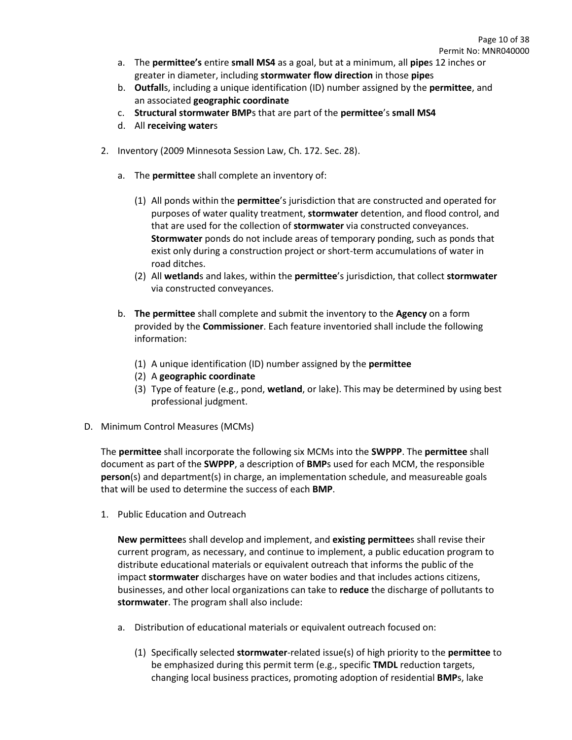a. The **permittee's** entire **small MS4** as a goal, but at a minimum, all **pipe**s 12 inches or greater in diameter, including **stormwater flow direction** in those **pipe**s
b. **Outfall**s, including a unique identification (ID) number assigned by the **permittee**, and an associated **geographic coordinate**
c. **Structural stormwater BMP**s that are part of the **permittee**'s **small MS4**
d. All **receiving water**s

2. Inventory (2009 Minnesota Session Law, Ch. 172. Sec. 28).

   a. The **permittee** shall complete an inventory of:

      (1) All ponds within the **permittee**'s jurisdiction that are constructed and operated for purposes of water quality treatment, **stormwater** detention, and flood control, and that are used for the collection of **stormwater** via constructed conveyances. **Stormwater** ponds do not include areas of temporary ponding, such as ponds that exist only during a construction project or short-term accumulations of water in road ditches.
      (2) All **wetland**s and lakes, within the **permittee**'s jurisdiction, that collect **stormwater** via constructed conveyances.

   b. **The permittee** shall complete and submit the inventory to the **Agency** on a form provided by the **Commissioner**. Each feature inventoried shall include the following information:

      (1) A unique identification (ID) number assigned by the **permittee**
      (2) A **geographic coordinate**
      (3) Type of feature (e.g., pond, **wetland**, or lake). This may be determined by using best professional judgment.

D. Minimum Control Measures (MCMs)

The **permittee** shall incorporate the following six MCMs into the **SWPPP**. The **permittee** shall document as part of the **SWPPP**, a description of **BMP**s used for each MCM, the responsible **person**(s) and department(s) in charge, an implementation schedule, and measureable goals that will be used to determine the success of each **BMP**.

1. Public Education and Outreach

   **New permittee**s shall develop and implement, and **existing permittee**s shall revise their current program, as necessary, and continue to implement, a public education program to distribute educational materials or equivalent outreach that informs the public of the impact **stormwater** discharges have on water bodies and that includes actions citizens, businesses, and other local organizations can take to **reduce** the discharge of pollutants to **stormwater**. The program shall also include:

   a. Distribution of educational materials or equivalent outreach focused on:

      (1) Specifically selected **stormwater**-related issue(s) of high priority to the **permittee** to be emphasized during this permit term (e.g., specific **TMDL** reduction targets, changing local business practices, promoting adoption of residential **BMP**s, lake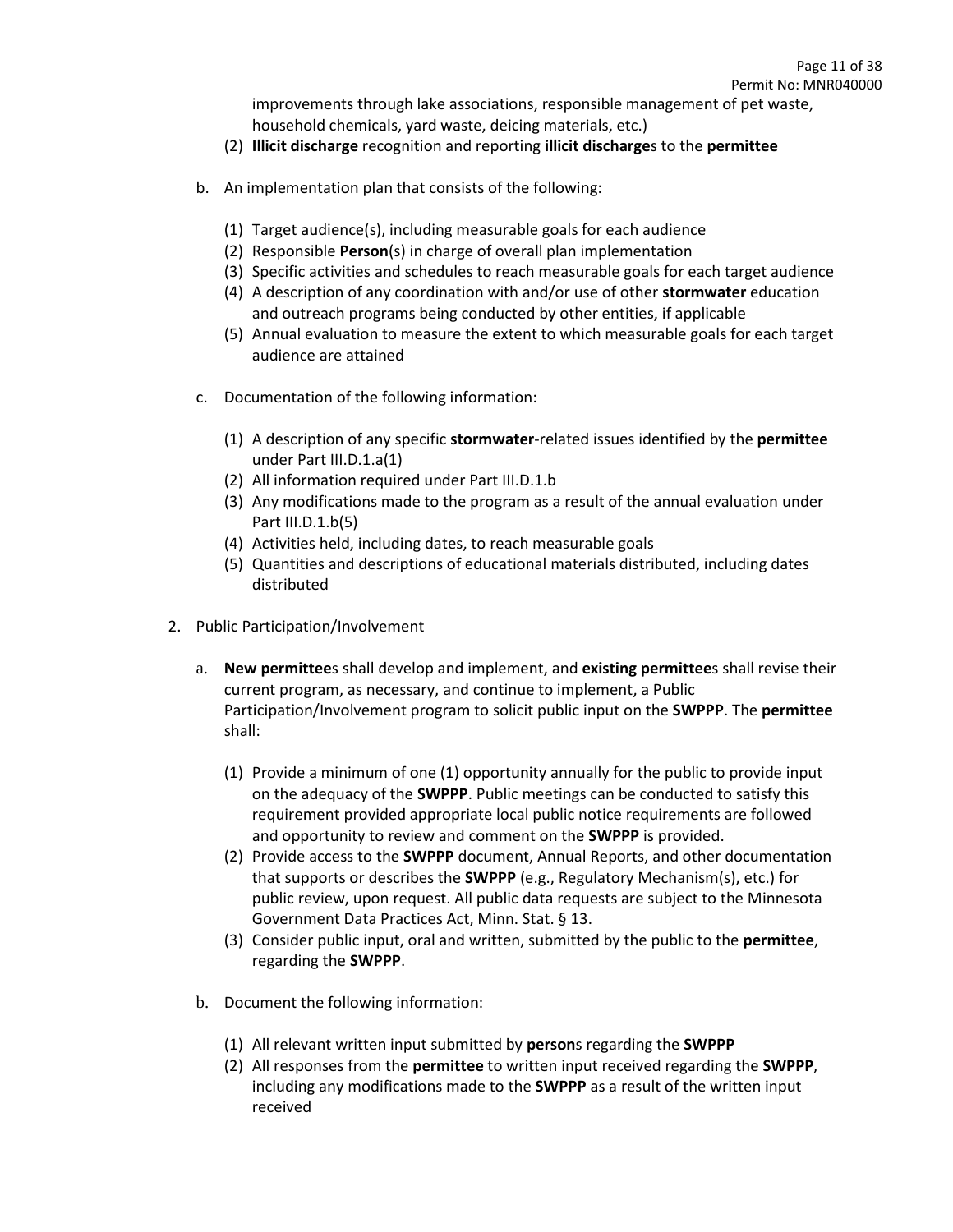improvements through lake associations, responsible management of pet waste, household chemicals, yard waste, deicing materials, etc.)

(2) **Illicit discharge** recognition and reporting **illicit discharge**s to the **permittee**

b. An implementation plan that consists of the following:

(1) Target audience(s), including measurable goals for each audience
(2) Responsible **Person**(s) in charge of overall plan implementation
(3) Specific activities and schedules to reach measurable goals for each target audience
(4) A description of any coordination with and/or use of other **stormwater** education and outreach programs being conducted by other entities, if applicable
(5) Annual evaluation to measure the extent to which measurable goals for each target audience are attained

c. Documentation of the following information:

(1) A description of any specific **stormwater**-related issues identified by the **permittee** under Part III.D.1.a(1)
(2) All information required under Part III.D.1.b
(3) Any modifications made to the program as a result of the annual evaluation under Part III.D.1.b(5)
(4) Activities held, including dates, to reach measurable goals
(5) Quantities and descriptions of educational materials distributed, including dates distributed

2. Public Participation/Involvement

a. **New permittee**s shall develop and implement, and **existing permittee**s shall revise their current program, as necessary, and continue to implement, a Public Participation/Involvement program to solicit public input on the **SWPPP**. The **permittee** shall:

(1) Provide a minimum of one (1) opportunity annually for the public to provide input on the adequacy of the **SWPPP**. Public meetings can be conducted to satisfy this requirement provided appropriate local public notice requirements are followed and opportunity to review and comment on the **SWPPP** is provided.
(2) Provide access to the **SWPPP** document, Annual Reports, and other documentation that supports or describes the **SWPPP** (e.g., Regulatory Mechanism(s), etc.) for public review, upon request. All public data requests are subject to the Minnesota Government Data Practices Act, Minn. Stat. § 13.
(3) Consider public input, oral and written, submitted by the public to the **permittee**, regarding the **SWPPP**.

b. Document the following information:

(1) All relevant written input submitted by **person**s regarding the **SWPPP**
(2) All responses from the **permittee** to written input received regarding the **SWPPP**, including any modifications made to the **SWPPP** as a result of the written input received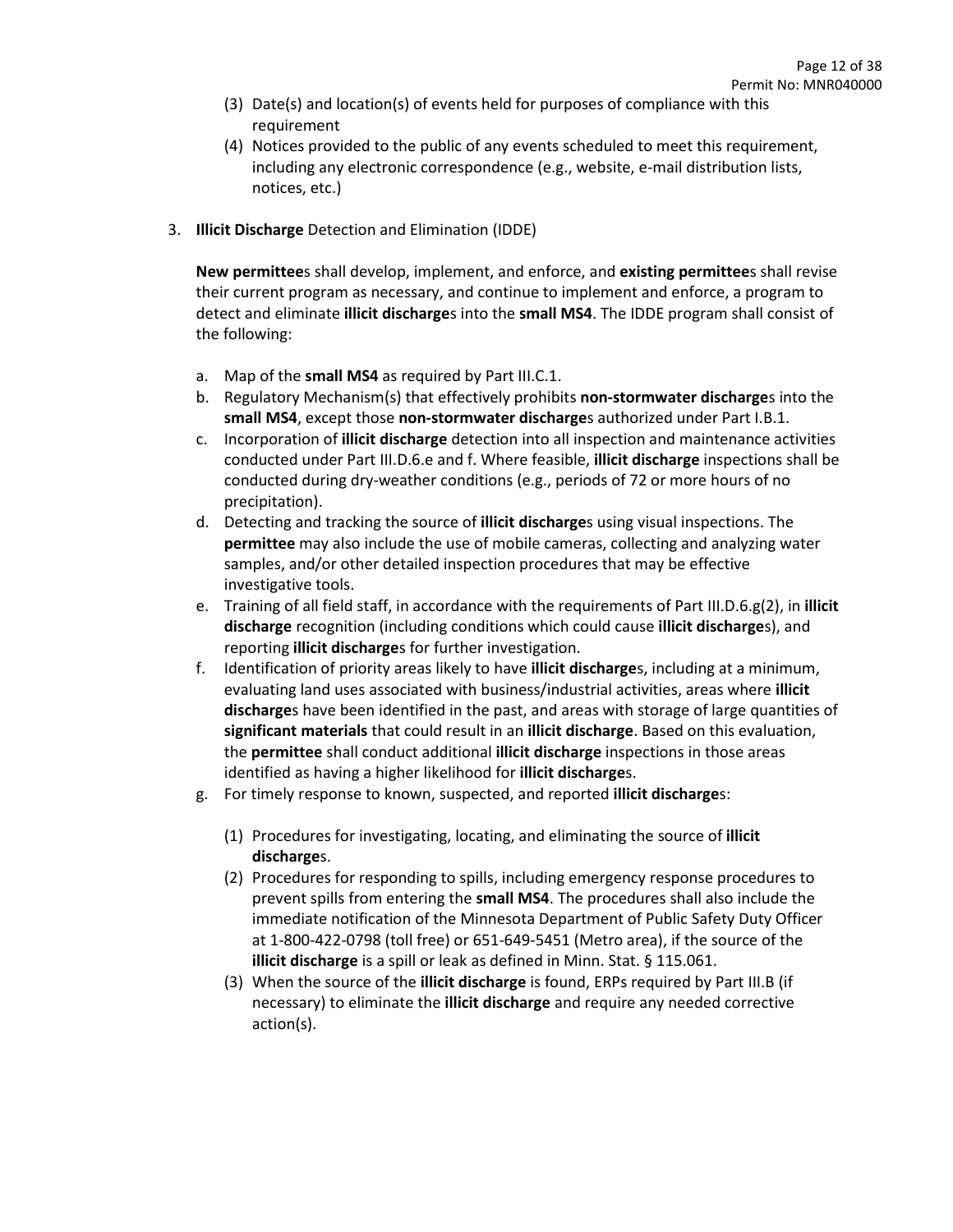(3) Date(s) and location(s) of events held for purposes of compliance with this requirement

(4) Notices provided to the public of any events scheduled to meet this requirement, including any electronic correspondence (e.g., website, e-mail distribution lists, notices, etc.)

3. **Illicit Discharge** Detection and Elimination (IDDE)

   **New permittee**s shall develop, implement, and enforce, and **existing permittee**s shall revise their current program as necessary, and continue to implement and enforce, a program to detect and eliminate **illicit discharge**s into the **small MS4**. The IDDE program shall consist of the following:

   a. Map of the **small MS4** as required by Part III.C.1.

   b. Regulatory Mechanism(s) that effectively prohibits **non-stormwater discharge**s into the **small MS4**, except those **non-stormwater discharge**s authorized under Part I.B.1.

   c. Incorporation of **illicit discharge** detection into all inspection and maintenance activities conducted under Part III.D.6.e and f. Where feasible, **illicit discharge** inspections shall be conducted during dry-weather conditions (e.g., periods of 72 or more hours of no precipitation).

   d. Detecting and tracking the source of **illicit discharge**s using visual inspections. The **permittee** may also include the use of mobile cameras, collecting and analyzing water samples, and/or other detailed inspection procedures that may be effective investigative tools.

   e. Training of all field staff, in accordance with the requirements of Part III.D.6.g(2), in **illicit discharge** recognition (including conditions which could cause **illicit discharge**s), and reporting **illicit discharge**s for further investigation.

   f. Identification of priority areas likely to have **illicit discharge**s, including at a minimum, evaluating land uses associated with business/industrial activities, areas where **illicit discharge**s have been identified in the past, and areas with storage of large quantities of **significant materials** that could result in an **illicit discharge**. Based on this evaluation, the **permittee** shall conduct additional **illicit discharge** inspections in those areas identified as having a higher likelihood for **illicit discharge**s.

   g. For timely response to known, suspected, and reported **illicit discharge**s:

      (1) Procedures for investigating, locating, and eliminating the source of **illicit discharge**s.

      (2) Procedures for responding to spills, including emergency response procedures to prevent spills from entering the **small MS4**. The procedures shall also include the immediate notification of the Minnesota Department of Public Safety Duty Officer at 1-800-422-0798 (toll free) or 651-649-5451 (Metro area), if the source of the **illicit discharge** is a spill or leak as defined in Minn. Stat. § 115.061.

      (3) When the source of the **illicit discharge** is found, ERPs required by Part III.B (if necessary) to eliminate the **illicit discharge** and require any needed corrective action(s).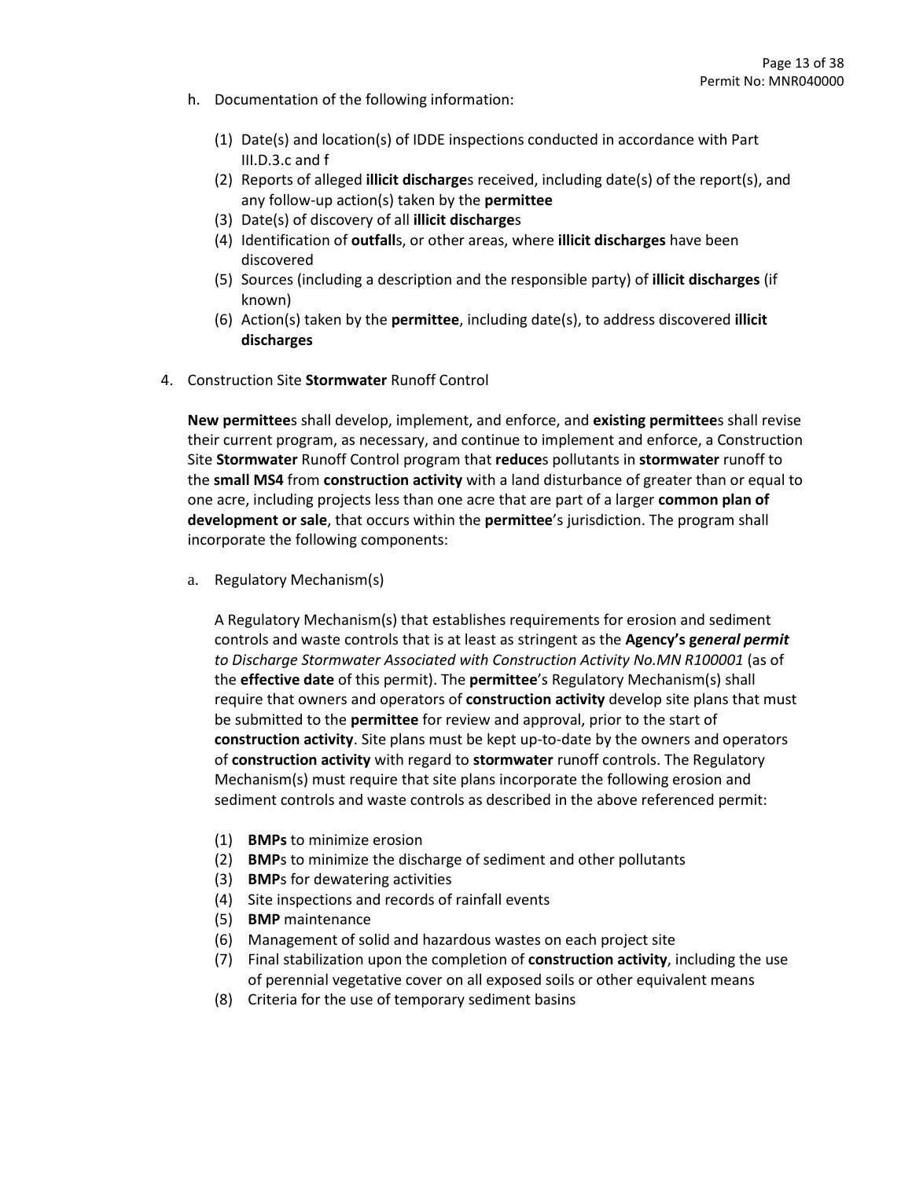h. Documentation of the following information:

   (1) Date(s) and location(s) of IDDE inspections conducted in accordance with Part III.D.3.c and f
   (2) Reports of alleged **illicit discharge**s received, including date(s) of the report(s), and any follow-up action(s) taken by the **permittee**
   (3) Date(s) of discovery of all **illicit discharge**s
   (4) Identification of **outfall**s, or other areas, where **illicit discharges** have been discovered
   (5) Sources (including a description and the responsible party) of **illicit discharges** (if known)
   (6) Action(s) taken by the **permittee**, including date(s), to address discovered **illicit discharges**

4. Construction Site **Stormwater** Runoff Control

   **New permittee**s shall develop, implement, and enforce, and **existing permittee**s shall revise their current program, as necessary, and continue to implement and enforce, a Construction Site **Stormwater** Runoff Control program that **reduce**s pollutants in **stormwater** runoff to the **small MS4** from **construction activity** with a land disturbance of greater than or equal to one acre, including projects less than one acre that are part of a larger **common plan of development or sale**, that occurs within the **permittee**'s jurisdiction. The program shall incorporate the following components:

   a. Regulatory Mechanism(s)

      A Regulatory Mechanism(s) that establishes requirements for erosion and sediment controls and waste controls that is at least as stringent as the **Agency's *general permit*** *to Discharge Stormwater Associated with Construction Activity No.MN R100001* (as of the **effective date** of this permit). The **permittee**'s Regulatory Mechanism(s) shall require that owners and operators of **construction activity** develop site plans that must be submitted to the **permittee** for review and approval, prior to the start of **construction activity**. Site plans must be kept up-to-date by the owners and operators of **construction activity** with regard to **stormwater** runoff controls. The Regulatory Mechanism(s) must require that site plans incorporate the following erosion and sediment controls and waste controls as described in the above referenced permit:

      (1) **BMPs** to minimize erosion
      (2) **BMP**s to minimize the discharge of sediment and other pollutants
      (3) **BMP**s for dewatering activities
      (4) Site inspections and records of rainfall events
      (5) **BMP** maintenance
      (6) Management of solid and hazardous wastes on each project site
      (7) Final stabilization upon the completion of **construction activity**, including the use of perennial vegetative cover on all exposed soils or other equivalent means
      (8) Criteria for the use of temporary sediment basins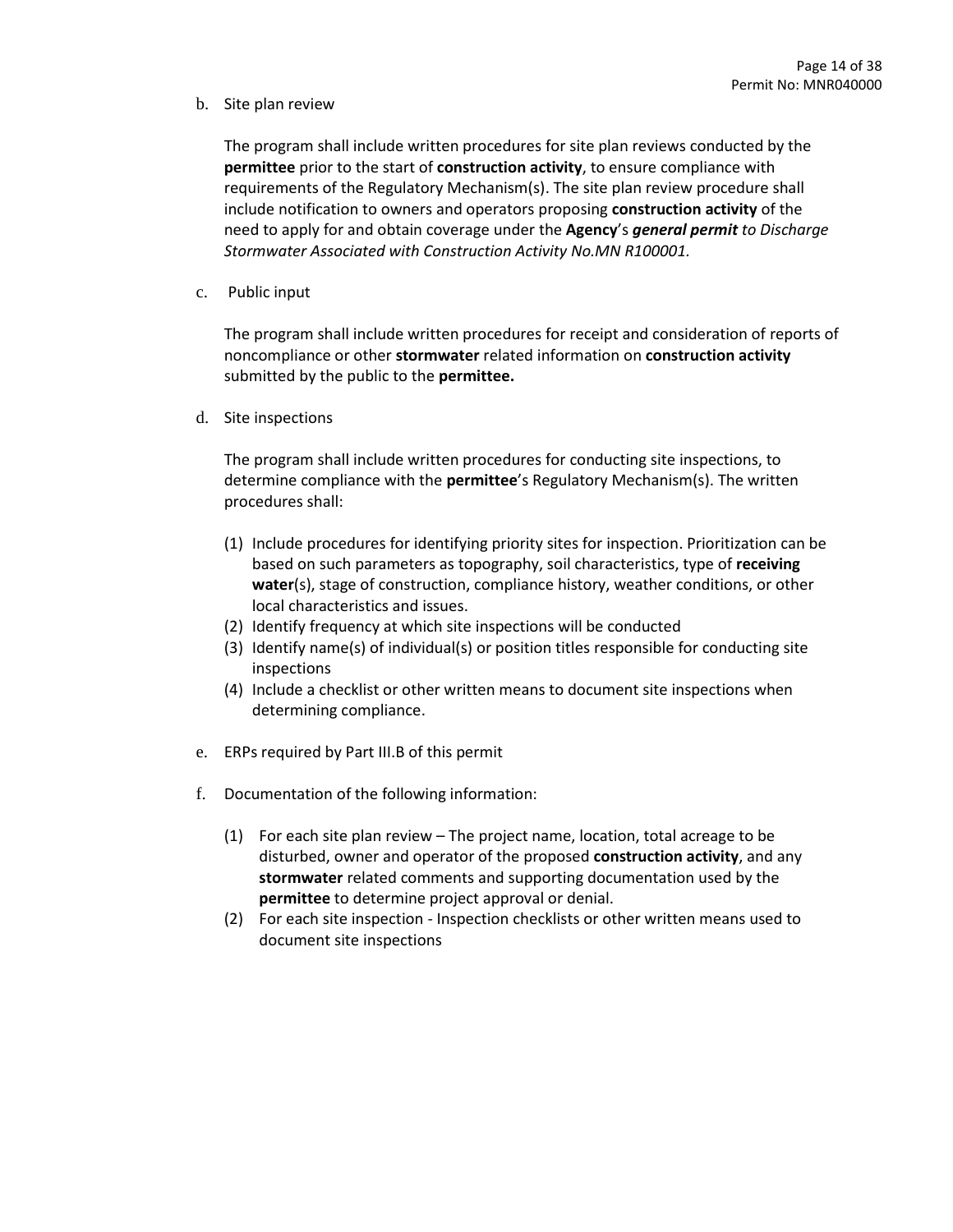b. Site plan review

The program shall include written procedures for site plan reviews conducted by the **permittee** prior to the start of **construction activity**, to ensure compliance with requirements of the Regulatory Mechanism(s). The site plan review procedure shall include notification to owners and operators proposing **construction activity** of the need to apply for and obtain coverage under the **Agency**'s ***general permit*** *to Discharge Stormwater Associated with Construction Activity No.MN R100001.*

c. Public input

The program shall include written procedures for receipt and consideration of reports of noncompliance or other **stormwater** related information on **construction activity** submitted by the public to the **permittee.**

d. Site inspections

The program shall include written procedures for conducting site inspections, to determine compliance with the **permittee**'s Regulatory Mechanism(s). The written procedures shall:

(1) Include procedures for identifying priority sites for inspection. Prioritization can be based on such parameters as topography, soil characteristics, type of **receiving water**(s), stage of construction, compliance history, weather conditions, or other local characteristics and issues.
(2) Identify frequency at which site inspections will be conducted
(3) Identify name(s) of individual(s) or position titles responsible for conducting site inspections
(4) Include a checklist or other written means to document site inspections when determining compliance.

e. ERPs required by Part III.B of this permit

f. Documentation of the following information:

(1) For each site plan review – The project name, location, total acreage to be disturbed, owner and operator of the proposed **construction activity**, and any **stormwater** related comments and supporting documentation used by the **permittee** to determine project approval or denial.
(2) For each site inspection - Inspection checklists or other written means used to document site inspections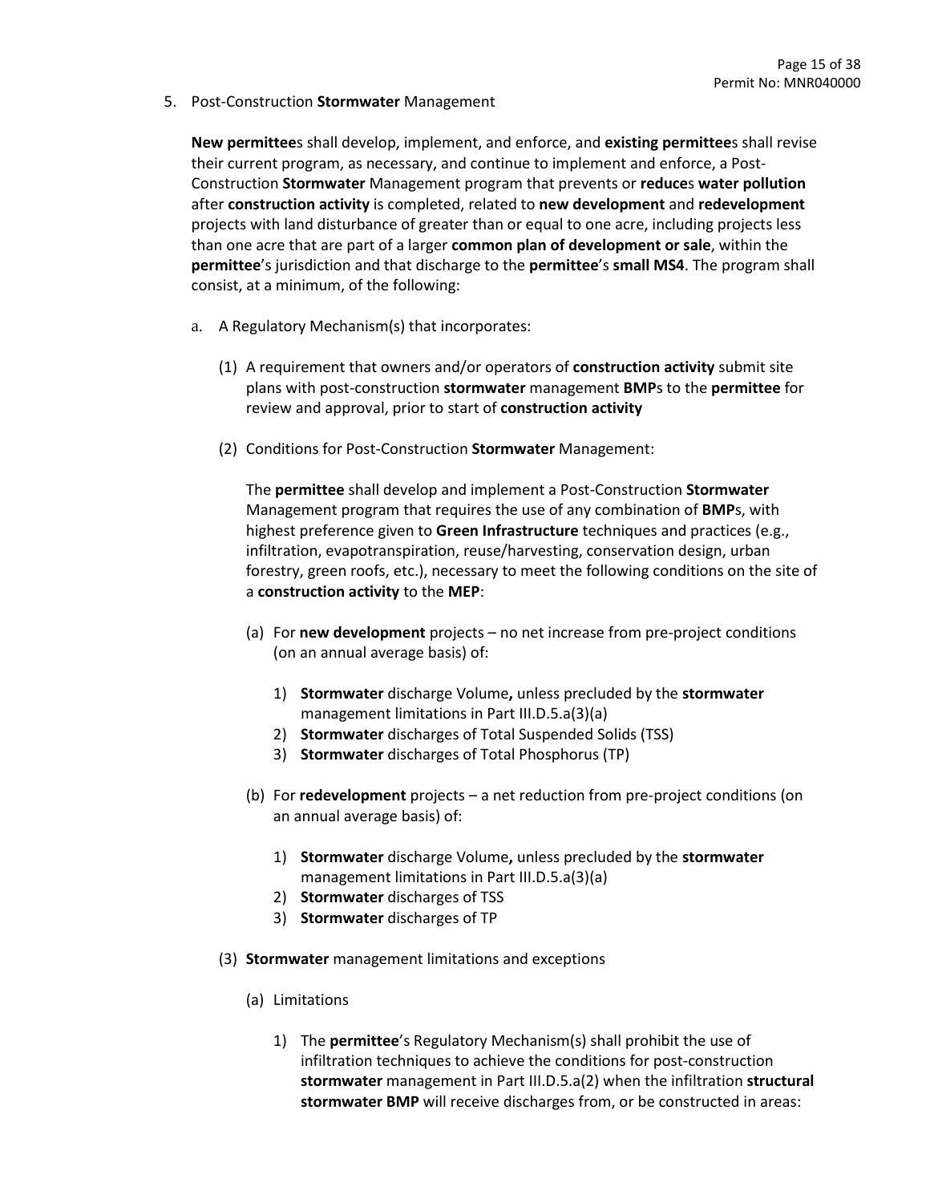5. Post-Construction **Stormwater** Management

   **New permittee**s shall develop, implement, and enforce, and **existing permittee**s shall revise their current program, as necessary, and continue to implement and enforce, a Post-Construction **Stormwater** Management program that prevents or **reduce**s **water pollution** after **construction activity** is completed, related to **new development** and **redevelopment** projects with land disturbance of greater than or equal to one acre, including projects less than one acre that are part of a larger **common plan of development or sale**, within the **permittee**'s jurisdiction and that discharge to the **permittee**'s **small MS4**. The program shall consist, at a minimum, of the following:

   a. A Regulatory Mechanism(s) that incorporates:

      (1) A requirement that owners and/or operators of **construction activity** submit site plans with post-construction **stormwater** management **BMP**s to the **permittee** for review and approval, prior to start of **construction activity**

      (2) Conditions for Post-Construction **Stormwater** Management:

      The **permittee** shall develop and implement a Post-Construction **Stormwater** Management program that requires the use of any combination of **BMP**s, with highest preference given to **Green Infrastructure** techniques and practices (e.g., infiltration, evapotranspiration, reuse/harvesting, conservation design, urban forestry, green roofs, etc.), necessary to meet the following conditions on the site of a **construction activity** to the **MEP**:

      (a) For **new development** projects – no net increase from pre-project conditions (on an annual average basis) of:

         1) **Stormwater** discharge Volume**,** unless precluded by the **stormwater** management limitations in Part III.D.5.a(3)(a)
         2) **Stormwater** discharges of Total Suspended Solids (TSS)
         3) **Stormwater** discharges of Total Phosphorus (TP)

      (b) For **redevelopment** projects – a net reduction from pre-project conditions (on an annual average basis) of:

         1) **Stormwater** discharge Volume**,** unless precluded by the **stormwater** management limitations in Part III.D.5.a(3)(a)
         2) **Stormwater** discharges of TSS
         3) **Stormwater** discharges of TP

      (3) **Stormwater** management limitations and exceptions

      (a) Limitations

         1) The **permittee**'s Regulatory Mechanism(s) shall prohibit the use of infiltration techniques to achieve the conditions for post-construction **stormwater** management in Part III.D.5.a(2) when the infiltration **structural stormwater BMP** will receive discharges from, or be constructed in areas: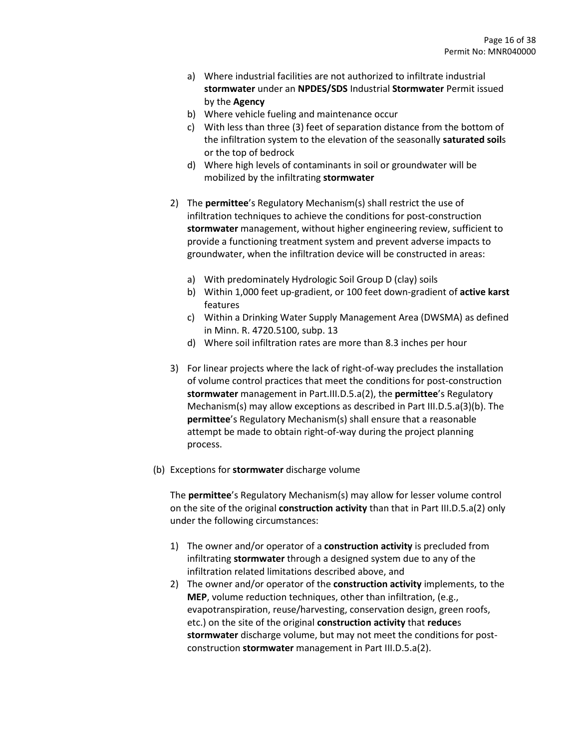a) Where industrial facilities are not authorized to infiltrate industrial **stormwater** under an **NPDES/SDS** Industrial **Stormwater** Permit issued by the **Agency**
b) Where vehicle fueling and maintenance occur
c) With less than three (3) feet of separation distance from the bottom of the infiltration system to the elevation of the seasonally **saturated soil**s or the top of bedrock
d) Where high levels of contaminants in soil or groundwater will be mobilized by the infiltrating **stormwater**

2) The **permittee**'s Regulatory Mechanism(s) shall restrict the use of infiltration techniques to achieve the conditions for post-construction **stormwater** management, without higher engineering review, sufficient to provide a functioning treatment system and prevent adverse impacts to groundwater, when the infiltration device will be constructed in areas:

   a) With predominately Hydrologic Soil Group D (clay) soils
   b) Within 1,000 feet up-gradient, or 100 feet down-gradient of **active karst** features
   c) Within a Drinking Water Supply Management Area (DWSMA) as defined in Minn. R. 4720.5100, subp. 13
   d) Where soil infiltration rates are more than 8.3 inches per hour

3) For linear projects where the lack of right-of-way precludes the installation of volume control practices that meet the conditions for post-construction **stormwater** management in Part.III.D.5.a(2), the **permittee**'s Regulatory Mechanism(s) may allow exceptions as described in Part III.D.5.a(3)(b). The **permittee**'s Regulatory Mechanism(s) shall ensure that a reasonable attempt be made to obtain right-of-way during the project planning process.

(b) Exceptions for **stormwater** discharge volume

The **permittee**'s Regulatory Mechanism(s) may allow for lesser volume control on the site of the original **construction activity** than that in Part III.D.5.a(2) only under the following circumstances:

1) The owner and/or operator of a **construction activity** is precluded from infiltrating **stormwater** through a designed system due to any of the infiltration related limitations described above, and
2) The owner and/or operator of the **construction activity** implements, to the **MEP**, volume reduction techniques, other than infiltration, (e.g., evapotranspiration, reuse/harvesting, conservation design, green roofs, etc.) on the site of the original **construction activity** that **reduce**s **stormwater** discharge volume, but may not meet the conditions for post-construction **stormwater** management in Part III.D.5.a(2).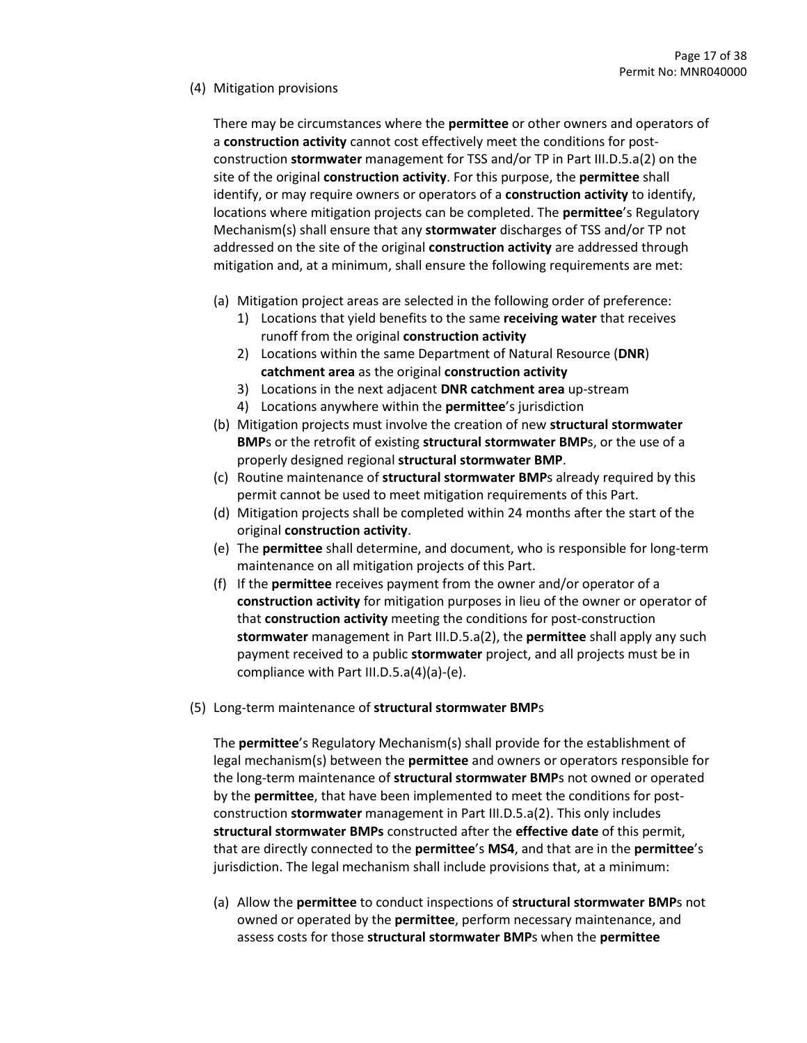(4) Mitigation provisions

There may be circumstances where the **permittee** or other owners and operators of a **construction activity** cannot cost effectively meet the conditions for post-construction **stormwater** management for TSS and/or TP in Part III.D.5.a(2) on the site of the original **construction activity**. For this purpose, the **permittee** shall identify, or may require owners or operators of a **construction activity** to identify, locations where mitigation projects can be completed. The **permittee**'s Regulatory Mechanism(s) shall ensure that any **stormwater** discharges of TSS and/or TP not addressed on the site of the original **construction activity** are addressed through mitigation and, at a minimum, shall ensure the following requirements are met:

- (a) Mitigation project areas are selected in the following order of preference:
    1) Locations that yield benefits to the same **receiving water** that receives runoff from the original **construction activity**
    2) Locations within the same Department of Natural Resource (**DNR**) **catchment area** as the original **construction activity**
    3) Locations in the next adjacent **DNR catchment area** up-stream
    4) Locations anywhere within the **permittee**'s jurisdiction
- (b) Mitigation projects must involve the creation of new **structural stormwater BMP**s or the retrofit of existing **structural stormwater BMP**s, or the use of a properly designed regional **structural stormwater BMP**.
- (c) Routine maintenance of **structural stormwater BMP**s already required by this permit cannot be used to meet mitigation requirements of this Part.
- (d) Mitigation projects shall be completed within 24 months after the start of the original **construction activity**.
- (e) The **permittee** shall determine, and document, who is responsible for long-term maintenance on all mitigation projects of this Part.
- (f) If the **permittee** receives payment from the owner and/or operator of a **construction activity** for mitigation purposes in lieu of the owner or operator of that **construction activity** meeting the conditions for post-construction **stormwater** management in Part III.D.5.a(2), the **permittee** shall apply any such payment received to a public **stormwater** project, and all projects must be in compliance with Part III.D.5.a(4)(a)-(e).

(5) Long-term maintenance of **structural stormwater BMP**s

The **permittee**'s Regulatory Mechanism(s) shall provide for the establishment of legal mechanism(s) between the **permittee** and owners or operators responsible for the long-term maintenance of **structural stormwater BMP**s not owned or operated by the **permittee**, that have been implemented to meet the conditions for post-construction **stormwater** management in Part III.D.5.a(2). This only includes **structural stormwater BMPs** constructed after the **effective date** of this permit, that are directly connected to the **permittee**'s **MS4**, and that are in the **permittee**'s jurisdiction. The legal mechanism shall include provisions that, at a minimum:

- (a) Allow the **permittee** to conduct inspections of **structural stormwater BMP**s not owned or operated by the **permittee**, perform necessary maintenance, and assess costs for those **structural stormwater BMP**s when the **permittee**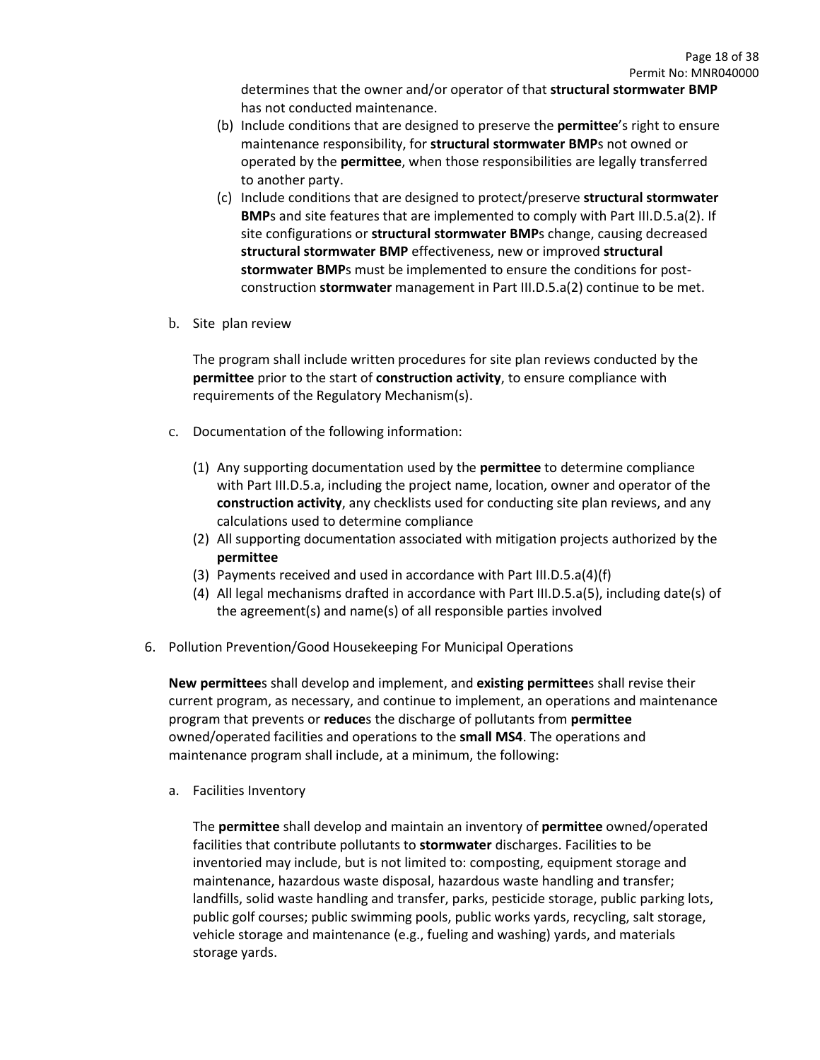determines that the owner and/or operator of that **structural stormwater BMP** has not conducted maintenance.

(b) Include conditions that are designed to preserve the **permittee**'s right to ensure maintenance responsibility, for **structural stormwater BMP**s not owned or operated by the **permittee**, when those responsibilities are legally transferred to another party.

(c) Include conditions that are designed to protect/preserve **structural stormwater BMP**s and site features that are implemented to comply with Part III.D.5.a(2). If site configurations or **structural stormwater BMP**s change, causing decreased **structural stormwater BMP** effectiveness, new or improved **structural stormwater BMP**s must be implemented to ensure the conditions for post-construction **stormwater** management in Part III.D.5.a(2) continue to be met.

b. Site plan review

The program shall include written procedures for site plan reviews conducted by the **permittee** prior to the start of **construction activity**, to ensure compliance with requirements of the Regulatory Mechanism(s).

c. Documentation of the following information:

(1) Any supporting documentation used by the **permittee** to determine compliance with Part III.D.5.a, including the project name, location, owner and operator of the **construction activity**, any checklists used for conducting site plan reviews, and any calculations used to determine compliance

(2) All supporting documentation associated with mitigation projects authorized by the **permittee**

(3) Payments received and used in accordance with Part III.D.5.a(4)(f)

(4) All legal mechanisms drafted in accordance with Part III.D.5.a(5), including date(s) of the agreement(s) and name(s) of all responsible parties involved

6. Pollution Prevention/Good Housekeeping For Municipal Operations

**New permittee**s shall develop and implement, and **existing permittee**s shall revise their current program, as necessary, and continue to implement, an operations and maintenance program that prevents or **reduce**s the discharge of pollutants from **permittee** owned/operated facilities and operations to the **small MS4**. The operations and maintenance program shall include, at a minimum, the following:

a. Facilities Inventory

The **permittee** shall develop and maintain an inventory of **permittee** owned/operated facilities that contribute pollutants to **stormwater** discharges. Facilities to be inventoried may include, but is not limited to: composting, equipment storage and maintenance, hazardous waste disposal, hazardous waste handling and transfer; landfills, solid waste handling and transfer, parks, pesticide storage, public parking lots, public golf courses; public swimming pools, public works yards, recycling, salt storage, vehicle storage and maintenance (e.g., fueling and washing) yards, and materials storage yards.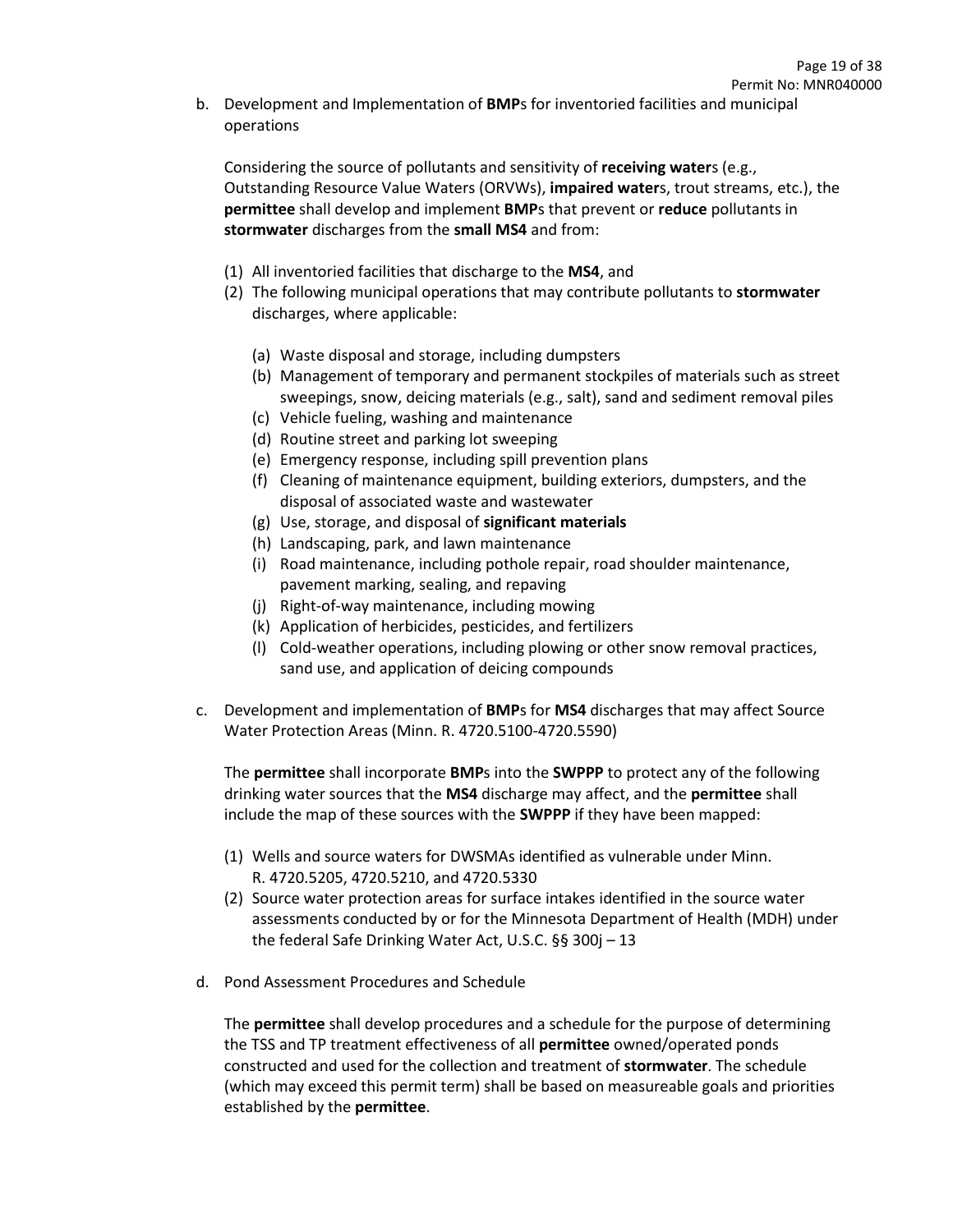b. Development and Implementation of **BMP**s for inventoried facilities and municipal operations

   Considering the source of pollutants and sensitivity of **receiving water**s (e.g., Outstanding Resource Value Waters (ORVWs), **impaired water**s, trout streams, etc.), the **permittee** shall develop and implement **BMP**s that prevent or **reduce** pollutants in **stormwater** discharges from the **small MS4** and from:

   (1) All inventoried facilities that discharge to the **MS4**, and
   (2) The following municipal operations that may contribute pollutants to **stormwater** discharges, where applicable:

      (a) Waste disposal and storage, including dumpsters
      (b) Management of temporary and permanent stockpiles of materials such as street sweepings, snow, deicing materials (e.g., salt), sand and sediment removal piles
      (c) Vehicle fueling, washing and maintenance
      (d) Routine street and parking lot sweeping
      (e) Emergency response, including spill prevention plans
      (f) Cleaning of maintenance equipment, building exteriors, dumpsters, and the disposal of associated waste and wastewater
      (g) Use, storage, and disposal of **significant materials**
      (h) Landscaping, park, and lawn maintenance
      (i) Road maintenance, including pothole repair, road shoulder maintenance, pavement marking, sealing, and repaving
      (j) Right-of-way maintenance, including mowing
      (k) Application of herbicides, pesticides, and fertilizers
      (l) Cold-weather operations, including plowing or other snow removal practices, sand use, and application of deicing compounds

c. Development and implementation of **BMP**s for **MS4** discharges that may affect Source Water Protection Areas (Minn. R. 4720.5100-4720.5590)

   The **permittee** shall incorporate **BMP**s into the **SWPPP** to protect any of the following drinking water sources that the **MS4** discharge may affect, and the **permittee** shall include the map of these sources with the **SWPPP** if they have been mapped:

   (1) Wells and source waters for DWSMAs identified as vulnerable under Minn. R. 4720.5205, 4720.5210, and 4720.5330
   (2) Source water protection areas for surface intakes identified in the source water assessments conducted by or for the Minnesota Department of Health (MDH) under the federal Safe Drinking Water Act, U.S.C. §§ 300j – 13

d. Pond Assessment Procedures and Schedule

   The **permittee** shall develop procedures and a schedule for the purpose of determining the TSS and TP treatment effectiveness of all **permittee** owned/operated ponds constructed and used for the collection and treatment of **stormwater**. The schedule (which may exceed this permit term) shall be based on measureable goals and priorities established by the **permittee**.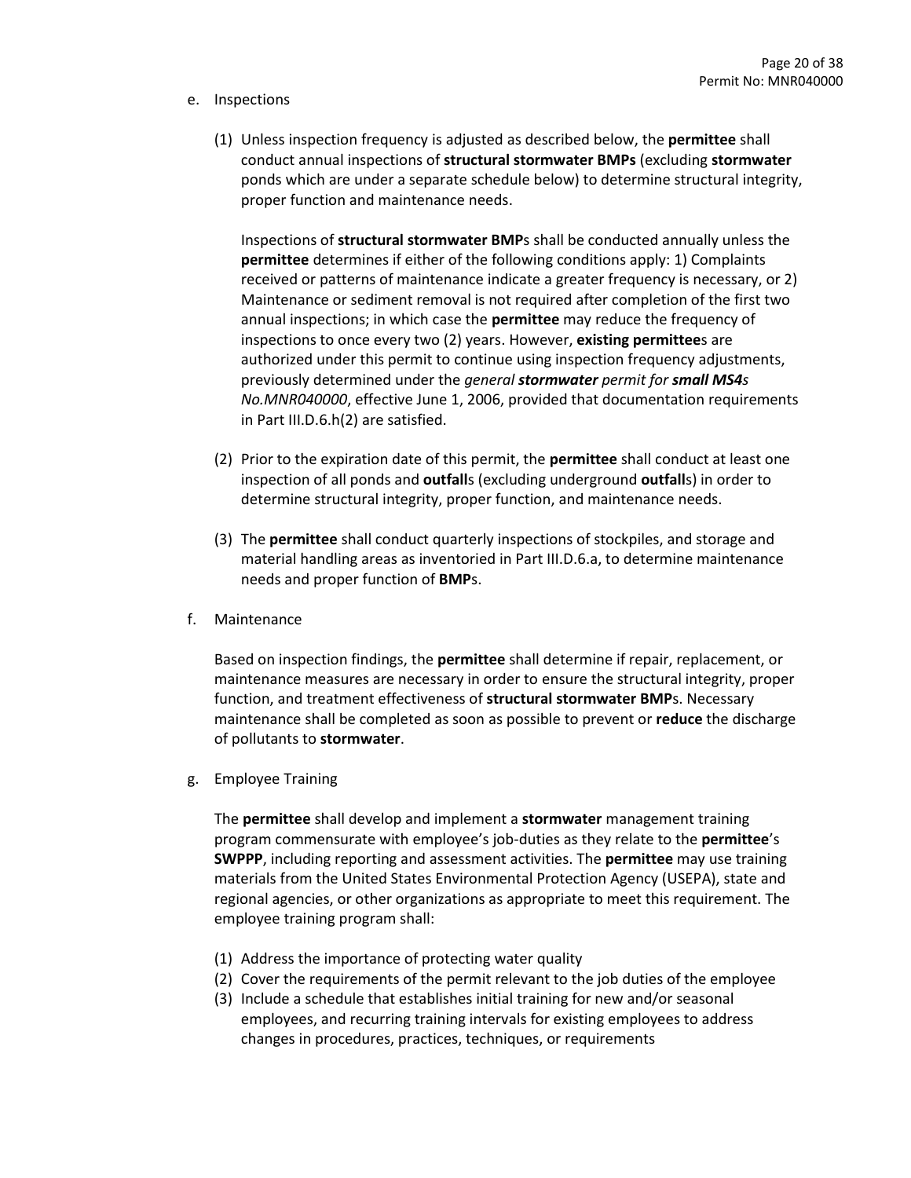e. Inspections

   (1) Unless inspection frequency is adjusted as described below, the **permittee** shall conduct annual inspections of **structural stormwater BMPs** (excluding **stormwater** ponds which are under a separate schedule below) to determine structural integrity, proper function and maintenance needs.

   Inspections of **structural stormwater BMP**s shall be conducted annually unless the **permittee** determines if either of the following conditions apply: 1) Complaints received or patterns of maintenance indicate a greater frequency is necessary, or 2) Maintenance or sediment removal is not required after completion of the first two annual inspections; in which case the **permittee** may reduce the frequency of inspections to once every two (2) years. However, **existing permittee**s are authorized under this permit to continue using inspection frequency adjustments, previously determined under the *general **stormwater** permit for **small MS4**s No.MNR040000*, effective June 1, 2006, provided that documentation requirements in Part III.D.6.h(2) are satisfied.

   (2) Prior to the expiration date of this permit, the **permittee** shall conduct at least one inspection of all ponds and **outfall**s (excluding underground **outfall**s) in order to determine structural integrity, proper function, and maintenance needs.

   (3) The **permittee** shall conduct quarterly inspections of stockpiles, and storage and material handling areas as inventoried in Part III.D.6.a, to determine maintenance needs and proper function of **BMP**s.

f. Maintenance

   Based on inspection findings, the **permittee** shall determine if repair, replacement, or maintenance measures are necessary in order to ensure the structural integrity, proper function, and treatment effectiveness of **structural stormwater BMP**s. Necessary maintenance shall be completed as soon as possible to prevent or **reduce** the discharge of pollutants to **stormwater**.

g. Employee Training

   The **permittee** shall develop and implement a **stormwater** management training program commensurate with employee's job-duties as they relate to the **permittee**'s **SWPPP**, including reporting and assessment activities. The **permittee** may use training materials from the United States Environmental Protection Agency (USEPA), state and regional agencies, or other organizations as appropriate to meet this requirement. The employee training program shall:

   (1) Address the importance of protecting water quality
   (2) Cover the requirements of the permit relevant to the job duties of the employee
   (3) Include a schedule that establishes initial training for new and/or seasonal employees, and recurring training intervals for existing employees to address changes in procedures, practices, techniques, or requirements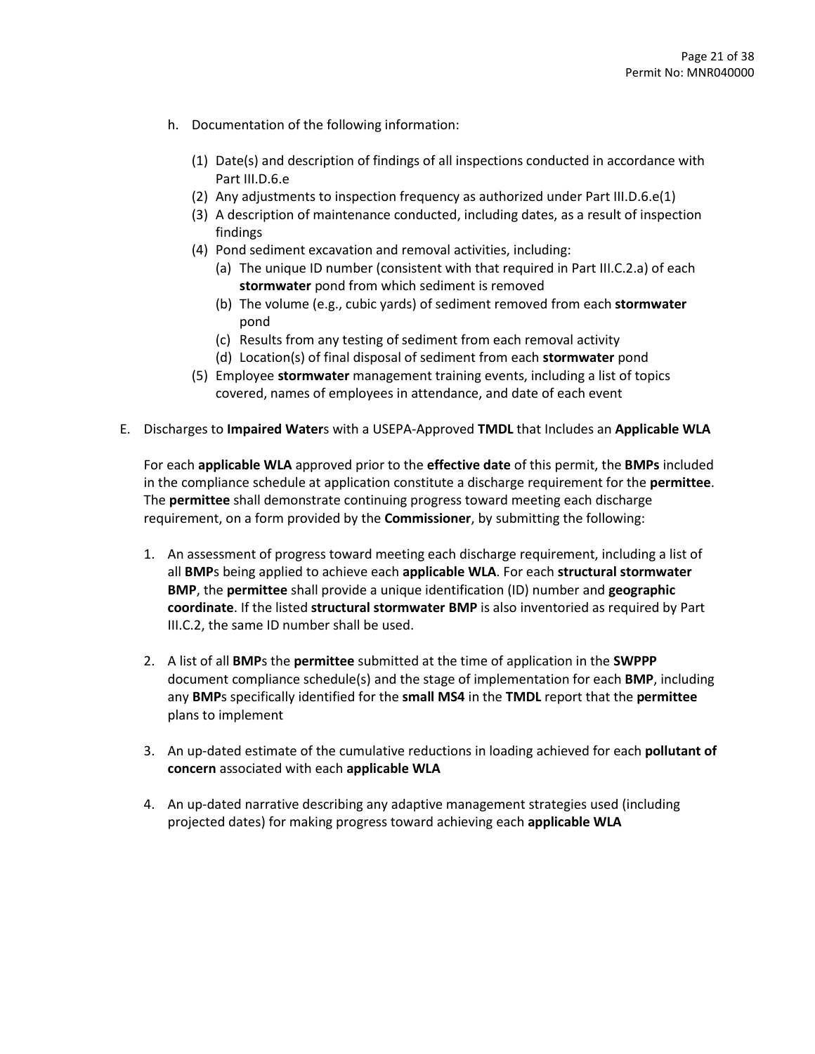h. Documentation of the following information:

   (1) Date(s) and description of findings of all inspections conducted in accordance with Part III.D.6.e
   (2) Any adjustments to inspection frequency as authorized under Part III.D.6.e(1)
   (3) A description of maintenance conducted, including dates, as a result of inspection findings
   (4) Pond sediment excavation and removal activities, including:
      (a) The unique ID number (consistent with that required in Part III.C.2.a) of each **stormwater** pond from which sediment is removed
      (b) The volume (e.g., cubic yards) of sediment removed from each **stormwater** pond
      (c) Results from any testing of sediment from each removal activity
      (d) Location(s) of final disposal of sediment from each **stormwater** pond
   (5) Employee **stormwater** management training events, including a list of topics covered, names of employees in attendance, and date of each event

E. Discharges to **Impaired Water**s with a USEPA-Approved **TMDL** that Includes an **Applicable WLA**

For each **applicable WLA** approved prior to the **effective date** of this permit, the **BMPs** included in the compliance schedule at application constitute a discharge requirement for the **permittee**. The **permittee** shall demonstrate continuing progress toward meeting each discharge requirement, on a form provided by the **Commissioner**, by submitting the following:

1. An assessment of progress toward meeting each discharge requirement, including a list of all **BMP**s being applied to achieve each **applicable WLA**. For each **structural stormwater BMP**, the **permittee** shall provide a unique identification (ID) number and **geographic coordinate**. If the listed **structural stormwater BMP** is also inventoried as required by Part III.C.2, the same ID number shall be used.

2. A list of all **BMP**s the **permittee** submitted at the time of application in the **SWPPP** document compliance schedule(s) and the stage of implementation for each **BMP**, including any **BMP**s specifically identified for the **small MS4** in the **TMDL** report that the **permittee** plans to implement

3. An up-dated estimate of the cumulative reductions in loading achieved for each **pollutant of concern** associated with each **applicable WLA**

4. An up-dated narrative describing any adaptive management strategies used (including projected dates) for making progress toward achieving each **applicable WLA**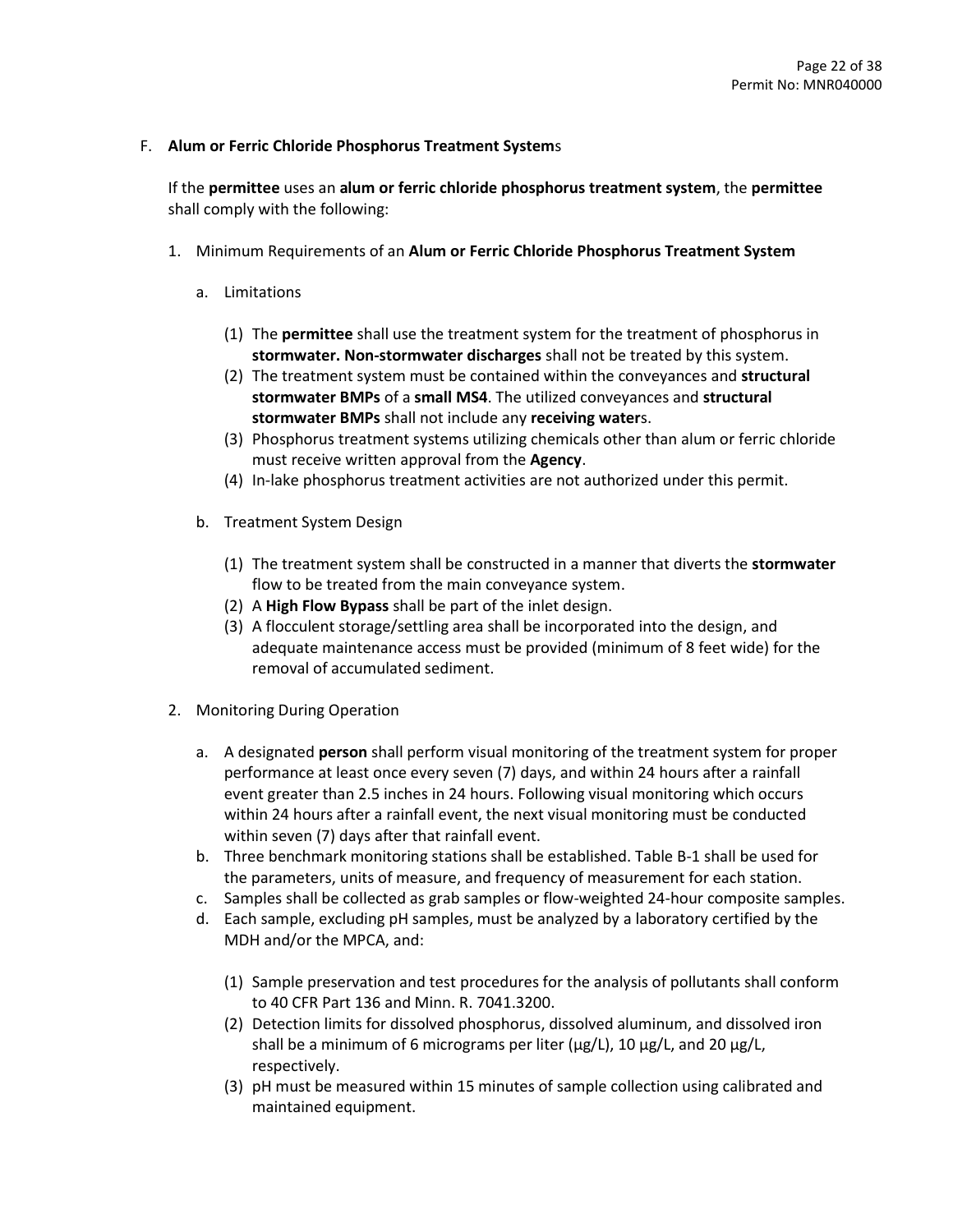F. **Alum or Ferric Chloride Phosphorus Treatment System**s

If the **permittee** uses an **alum or ferric chloride phosphorus treatment system**, the **permittee** shall comply with the following:

1. Minimum Requirements of an **Alum or Ferric Chloride Phosphorus Treatment System**

   a. Limitations

      (1) The **permittee** shall use the treatment system for the treatment of phosphorus in **stormwater. Non-stormwater discharges** shall not be treated by this system.
      (2) The treatment system must be contained within the conveyances and **structural stormwater BMPs** of a **small MS4**. The utilized conveyances and **structural stormwater BMPs** shall not include any **receiving water**s.
      (3) Phosphorus treatment systems utilizing chemicals other than alum or ferric chloride must receive written approval from the **Agency**.
      (4) In-lake phosphorus treatment activities are not authorized under this permit.

   b. Treatment System Design

      (1) The treatment system shall be constructed in a manner that diverts the **stormwater** flow to be treated from the main conveyance system.
      (2) A **High Flow Bypass** shall be part of the inlet design.
      (3) A flocculent storage/settling area shall be incorporated into the design, and adequate maintenance access must be provided (minimum of 8 feet wide) for the removal of accumulated sediment.

2. Monitoring During Operation

   a. A designated **person** shall perform visual monitoring of the treatment system for proper performance at least once every seven (7) days, and within 24 hours after a rainfall event greater than 2.5 inches in 24 hours. Following visual monitoring which occurs within 24 hours after a rainfall event, the next visual monitoring must be conducted within seven (7) days after that rainfall event.
   b. Three benchmark monitoring stations shall be established. Table B-1 shall be used for the parameters, units of measure, and frequency of measurement for each station.
   c. Samples shall be collected as grab samples or flow-weighted 24-hour composite samples.
   d. Each sample, excluding pH samples, must be analyzed by a laboratory certified by the MDH and/or the MPCA, and:

      (1) Sample preservation and test procedures for the analysis of pollutants shall conform to 40 CFR Part 136 and Minn. R. 7041.3200.
      (2) Detection limits for dissolved phosphorus, dissolved aluminum, and dissolved iron shall be a minimum of 6 micrograms per liter (µg/L), 10 µg/L, and 20 µg/L, respectively.
      (3) pH must be measured within 15 minutes of sample collection using calibrated and maintained equipment.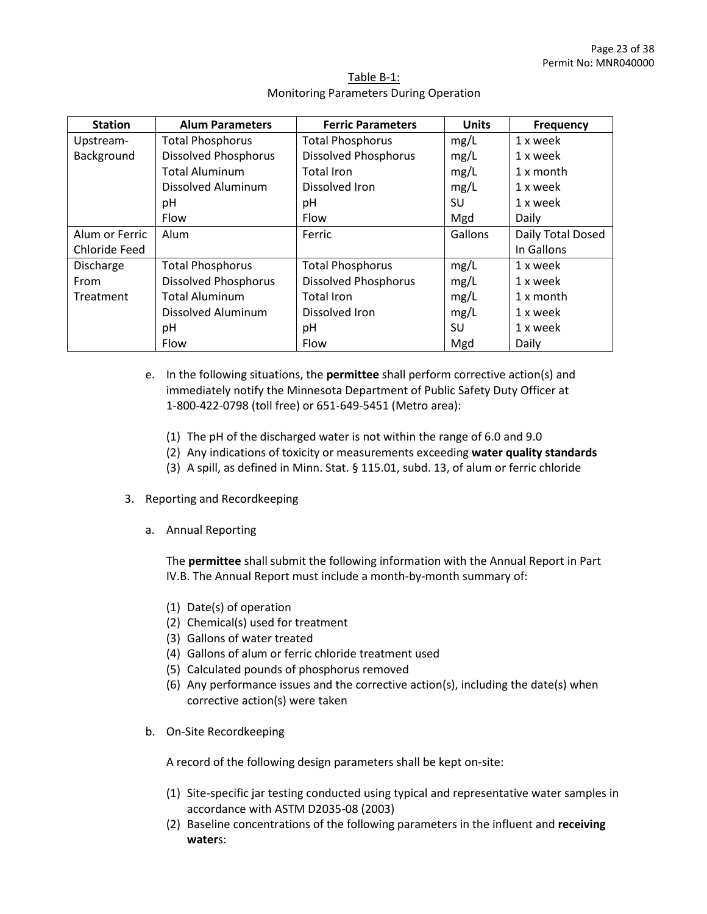Table B-1:
Monitoring Parameters During Operation

| Station | Alum Parameters | Ferric Parameters | Units | Frequency |
|---|---|---|---|---|
| Upstream-Background | Total Phosphorus | Total Phosphorus | mg/L | 1 x week |
| | Dissolved Phosphorus | Dissolved Phosphorus | mg/L | 1 x week |
| | Total Aluminum | Total Iron | mg/L | 1 x month |
| | Dissolved Aluminum | Dissolved Iron | mg/L | 1 x week |
| | pH | pH | SU | 1 x week |
| | Flow | Flow | Mgd | Daily |
| Alum or Ferric Chloride Feed | Alum | Ferric | Gallons | Daily Total Dosed In Gallons |
| Discharge From Treatment | Total Phosphorus | Total Phosphorus | mg/L | 1 x week |
| | Dissolved Phosphorus | Dissolved Phosphorus | mg/L | 1 x week |
| | Total Aluminum | Total Iron | mg/L | 1 x month |
| | Dissolved Aluminum | Dissolved Iron | mg/L | 1 x week |
| | pH | pH | SU | 1 x week |
| | Flow | Flow | Mgd | Daily |

e. In the following situations, the **permittee** shall perform corrective action(s) and immediately notify the Minnesota Department of Public Safety Duty Officer at 1-800-422-0798 (toll free) or 651-649-5451 (Metro area):

(1) The pH of the discharged water is not within the range of 6.0 and 9.0
(2) Any indications of toxicity or measurements exceeding **water quality standards**
(3) A spill, as defined in Minn. Stat. § 115.01, subd. 13, of alum or ferric chloride

3. Reporting and Recordkeeping

a. Annual Reporting

The **permittee** shall submit the following information with the Annual Report in Part IV.B. The Annual Report must include a month-by-month summary of:

(1) Date(s) of operation
(2) Chemical(s) used for treatment
(3) Gallons of water treated
(4) Gallons of alum or ferric chloride treatment used
(5) Calculated pounds of phosphorus removed
(6) Any performance issues and the corrective action(s), including the date(s) when corrective action(s) were taken

b. On-Site Recordkeeping

A record of the following design parameters shall be kept on-site:

(1) Site-specific jar testing conducted using typical and representative water samples in accordance with ASTM D2035-08 (2003)
(2) Baseline concentrations of the following parameters in the influent and **receiving water**s: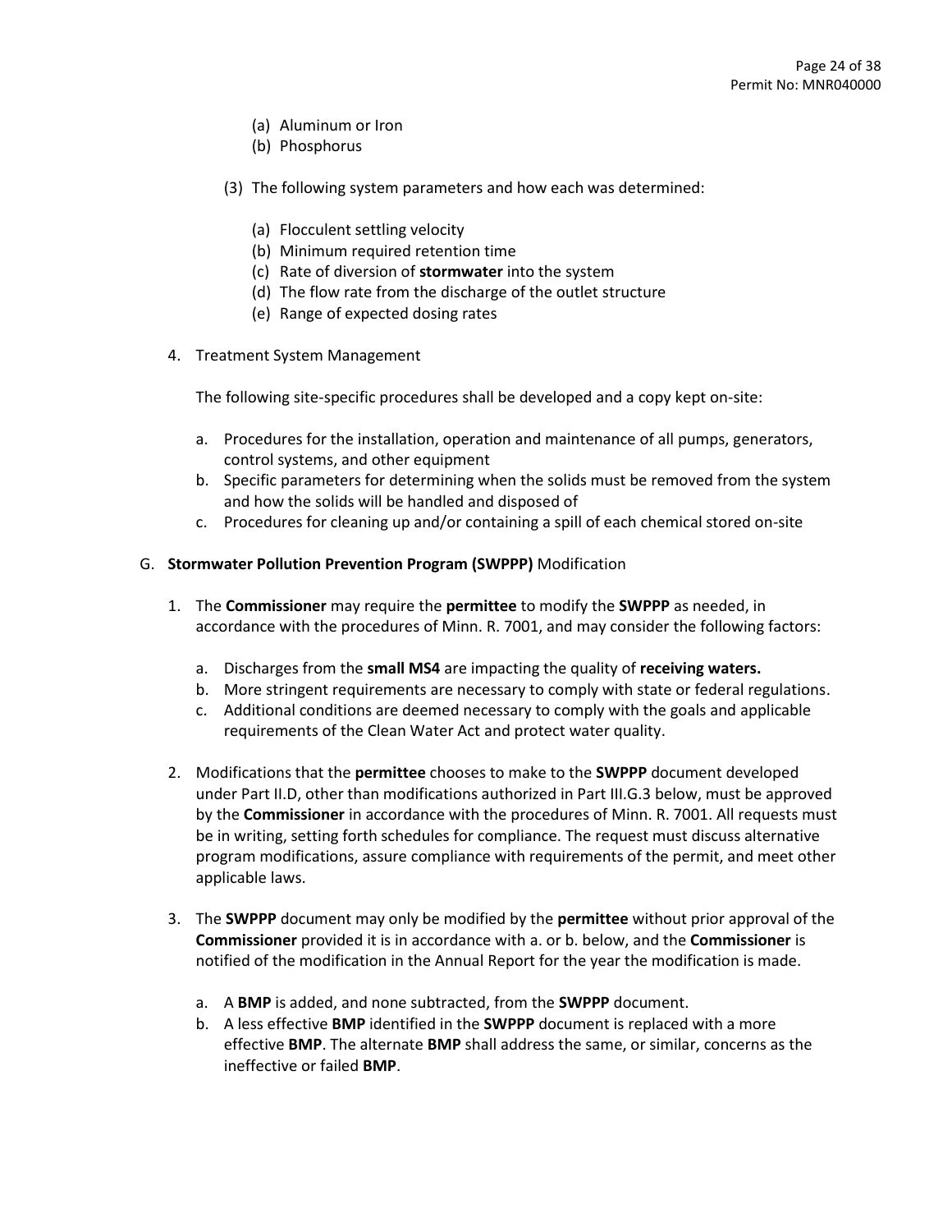(a) Aluminum or Iron
    (b) Phosphorus

  (3) The following system parameters and how each was determined:

    (a) Flocculent settling velocity
    (b) Minimum required retention time
    (c) Rate of diversion of **stormwater** into the system
    (d) The flow rate from the discharge of the outlet structure
    (e) Range of expected dosing rates

4. Treatment System Management

   The following site-specific procedures shall be developed and a copy kept on-site:

   a. Procedures for the installation, operation and maintenance of all pumps, generators, control systems, and other equipment
   b. Specific parameters for determining when the solids must be removed from the system and how the solids will be handled and disposed of
   c. Procedures for cleaning up and/or containing a spill of each chemical stored on-site

G. **Stormwater Pollution Prevention Program (SWPPP)** Modification

1. The **Commissioner** may require the **permittee** to modify the **SWPPP** as needed, in accordance with the procedures of Minn. R. 7001, and may consider the following factors:

   a. Discharges from the **small MS4** are impacting the quality of **receiving waters.**
   b. More stringent requirements are necessary to comply with state or federal regulations.
   c. Additional conditions are deemed necessary to comply with the goals and applicable requirements of the Clean Water Act and protect water quality.

2. Modifications that the **permittee** chooses to make to the **SWPPP** document developed under Part II.D, other than modifications authorized in Part III.G.3 below, must be approved by the **Commissioner** in accordance with the procedures of Minn. R. 7001. All requests must be in writing, setting forth schedules for compliance. The request must discuss alternative program modifications, assure compliance with requirements of the permit, and meet other applicable laws.

3. The **SWPPP** document may only be modified by the **permittee** without prior approval of the **Commissioner** provided it is in accordance with a. or b. below, and the **Commissioner** is notified of the modification in the Annual Report for the year the modification is made.

   a. A **BMP** is added, and none subtracted, from the **SWPPP** document.
   b. A less effective **BMP** identified in the **SWPPP** document is replaced with a more effective **BMP**. The alternate **BMP** shall address the same, or similar, concerns as the ineffective or failed **BMP**.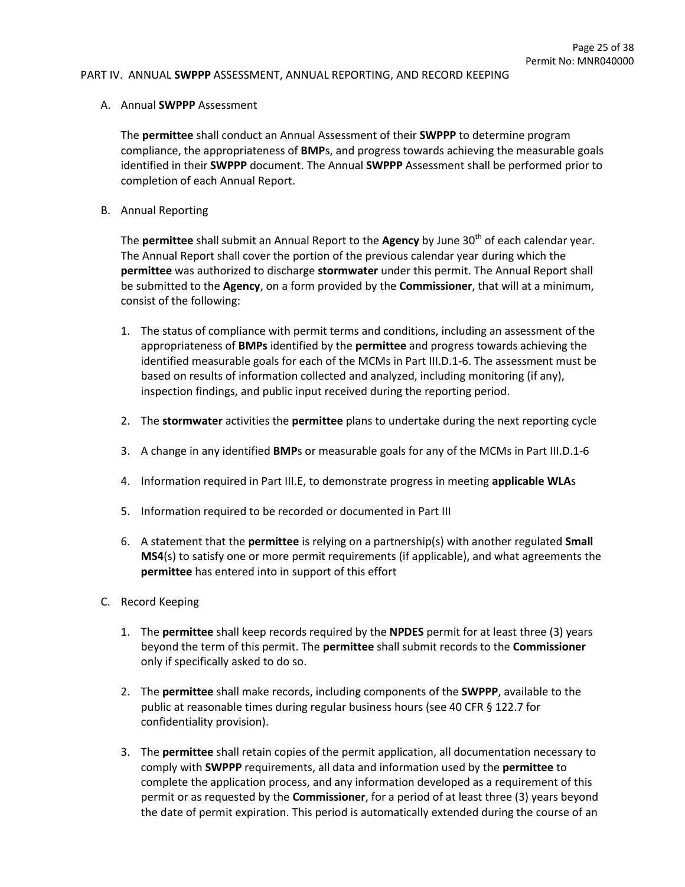## PART IV. ANNUAL **SWPPP** ASSESSMENT, ANNUAL REPORTING, AND RECORD KEEPING

### A. Annual **SWPPP** Assessment

The **permittee** shall conduct an Annual Assessment of their **SWPPP** to determine program compliance, the appropriateness of **BMP**s, and progress towards achieving the measurable goals identified in their **SWPPP** document. The Annual **SWPPP** Assessment shall be performed prior to completion of each Annual Report.

### B. Annual Reporting

The **permittee** shall submit an Annual Report to the **Agency** by June 30th of each calendar year. The Annual Report shall cover the portion of the previous calendar year during which the **permittee** was authorized to discharge **stormwater** under this permit. The Annual Report shall be submitted to the **Agency**, on a form provided by the **Commissioner**, that will at a minimum, consist of the following:

1. The status of compliance with permit terms and conditions, including an assessment of the appropriateness of **BMPs** identified by the **permittee** and progress towards achieving the identified measurable goals for each of the MCMs in Part III.D.1-6. The assessment must be based on results of information collected and analyzed, including monitoring (if any), inspection findings, and public input received during the reporting period.

2. The **stormwater** activities the **permittee** plans to undertake during the next reporting cycle

3. A change in any identified **BMP**s or measurable goals for any of the MCMs in Part III.D.1-6

4. Information required in Part III.E, to demonstrate progress in meeting **applicable WLA**s

5. Information required to be recorded or documented in Part III

6. A statement that the **permittee** is relying on a partnership(s) with another regulated **Small MS4**(s) to satisfy one or more permit requirements (if applicable), and what agreements the **permittee** has entered into in support of this effort

### C. Record Keeping

1. The **permittee** shall keep records required by the **NPDES** permit for at least three (3) years beyond the term of this permit. The **permittee** shall submit records to the **Commissioner** only if specifically asked to do so.

2. The **permittee** shall make records, including components of the **SWPPP**, available to the public at reasonable times during regular business hours (see 40 CFR § 122.7 for confidentiality provision).

3. The **permittee** shall retain copies of the permit application, all documentation necessary to comply with **SWPPP** requirements, all data and information used by the **permittee** to complete the application process, and any information developed as a requirement of this permit or as requested by the **Commissioner**, for a period of at least three (3) years beyond the date of permit expiration. This period is automatically extended during the course of an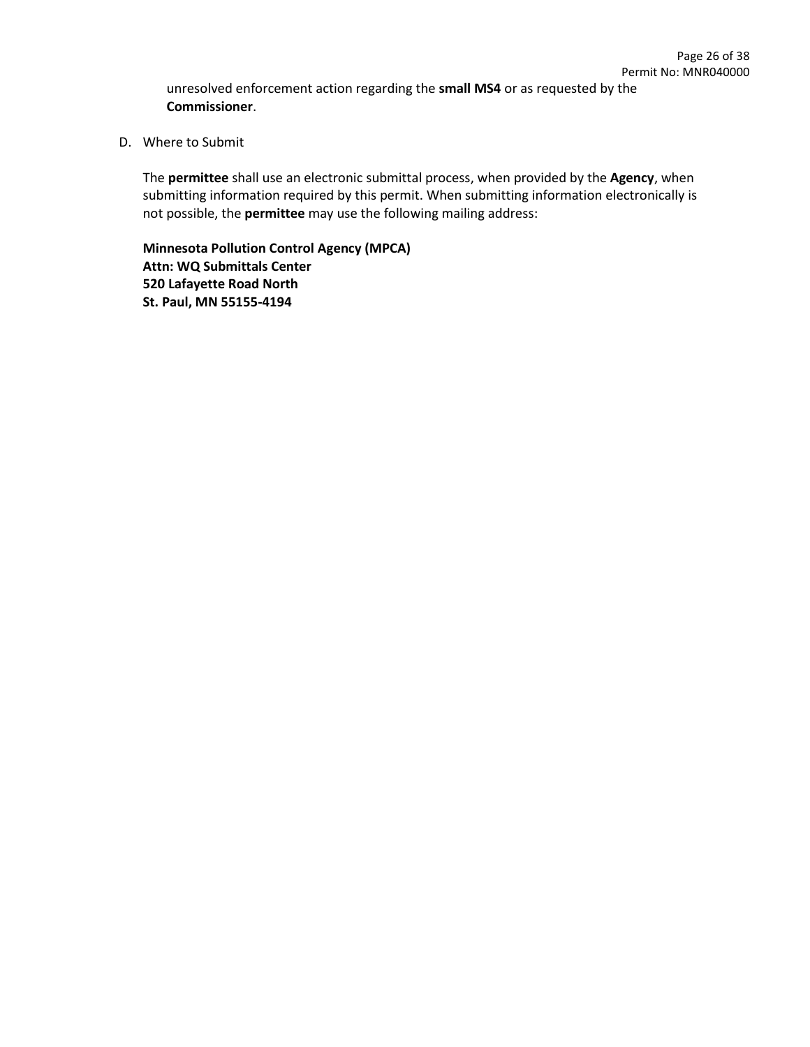unresolved enforcement action regarding the **small MS4** or as requested by the **Commissioner**.

D. Where to Submit

The **permittee** shall use an electronic submittal process, when provided by the **Agency**, when submitting information required by this permit. When submitting information electronically is not possible, the **permittee** may use the following mailing address:

**Minnesota Pollution Control Agency (MPCA)**
**Attn: WQ Submittals Center**
**520 Lafayette Road North**
**St. Paul, MN 55155-4194**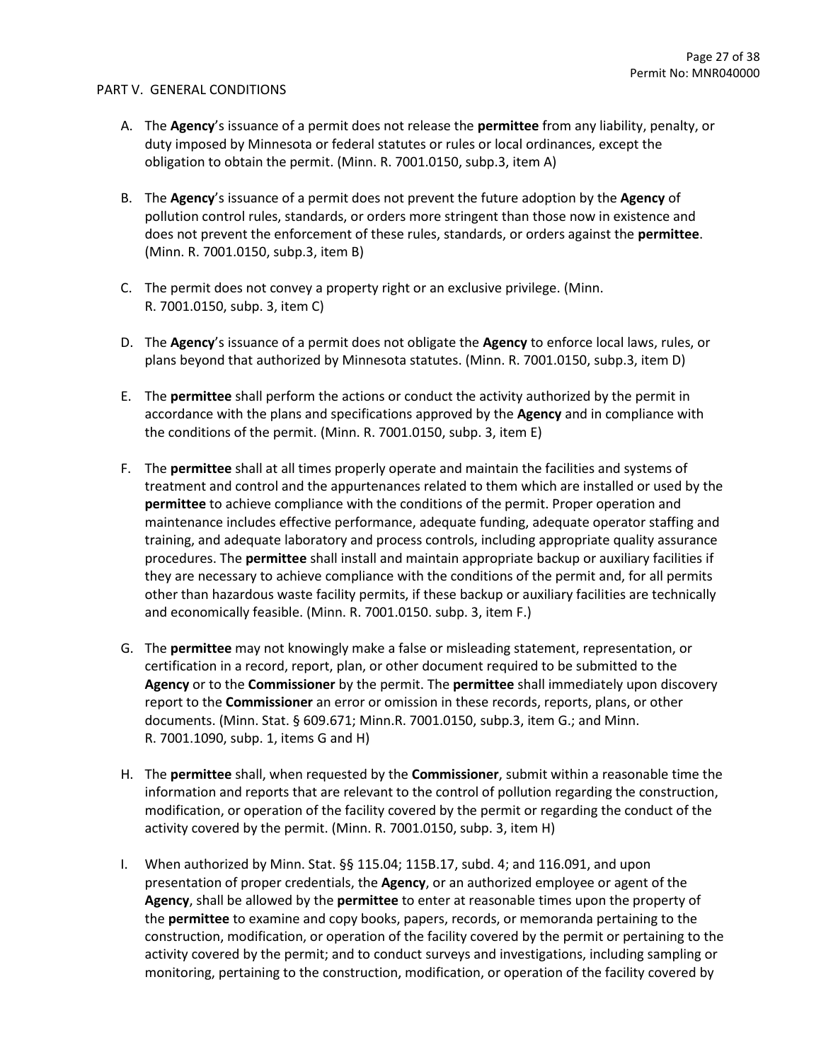PART V. GENERAL CONDITIONS

A. The **Agency**'s issuance of a permit does not release the **permittee** from any liability, penalty, or duty imposed by Minnesota or federal statutes or rules or local ordinances, except the obligation to obtain the permit. (Minn. R. 7001.0150, subp.3, item A)

B. The **Agency**'s issuance of a permit does not prevent the future adoption by the **Agency** of pollution control rules, standards, or orders more stringent than those now in existence and does not prevent the enforcement of these rules, standards, or orders against the **permittee**. (Minn. R. 7001.0150, subp.3, item B)

C. The permit does not convey a property right or an exclusive privilege. (Minn. R. 7001.0150, subp. 3, item C)

D. The **Agency**'s issuance of a permit does not obligate the **Agency** to enforce local laws, rules, or plans beyond that authorized by Minnesota statutes. (Minn. R. 7001.0150, subp.3, item D)

E. The **permittee** shall perform the actions or conduct the activity authorized by the permit in accordance with the plans and specifications approved by the **Agency** and in compliance with the conditions of the permit. (Minn. R. 7001.0150, subp. 3, item E)

F. The **permittee** shall at all times properly operate and maintain the facilities and systems of treatment and control and the appurtenances related to them which are installed or used by the **permittee** to achieve compliance with the conditions of the permit. Proper operation and maintenance includes effective performance, adequate funding, adequate operator staffing and training, and adequate laboratory and process controls, including appropriate quality assurance procedures. The **permittee** shall install and maintain appropriate backup or auxiliary facilities if they are necessary to achieve compliance with the conditions of the permit and, for all permits other than hazardous waste facility permits, if these backup or auxiliary facilities are technically and economically feasible. (Minn. R. 7001.0150. subp. 3, item F.)

G. The **permittee** may not knowingly make a false or misleading statement, representation, or certification in a record, report, plan, or other document required to be submitted to the **Agency** or to the **Commissioner** by the permit. The **permittee** shall immediately upon discovery report to the **Commissioner** an error or omission in these records, reports, plans, or other documents. (Minn. Stat. § 609.671; Minn.R. 7001.0150, subp.3, item G.; and Minn. R. 7001.1090, subp. 1, items G and H)

H. The **permittee** shall, when requested by the **Commissioner**, submit within a reasonable time the information and reports that are relevant to the control of pollution regarding the construction, modification, or operation of the facility covered by the permit or regarding the conduct of the activity covered by the permit. (Minn. R. 7001.0150, subp. 3, item H)

I. When authorized by Minn. Stat. §§ 115.04; 115B.17, subd. 4; and 116.091, and upon presentation of proper credentials, the **Agency**, or an authorized employee or agent of the **Agency**, shall be allowed by the **permittee** to enter at reasonable times upon the property of the **permittee** to examine and copy books, papers, records, or memoranda pertaining to the construction, modification, or operation of the facility covered by the permit or pertaining to the activity covered by the permit; and to conduct surveys and investigations, including sampling or monitoring, pertaining to the construction, modification, or operation of the facility covered by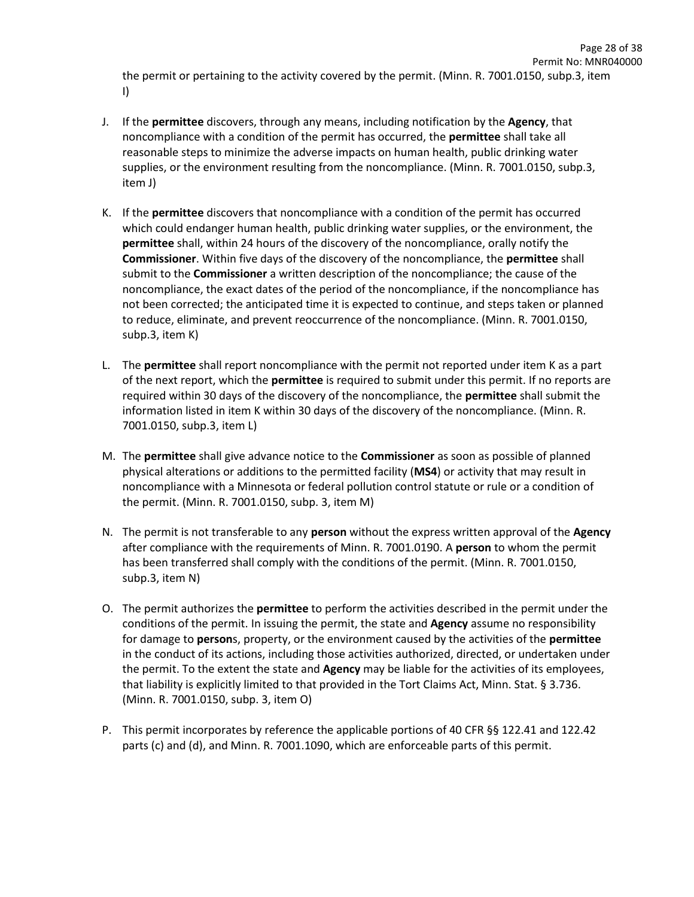the permit or pertaining to the activity covered by the permit. (Minn. R. 7001.0150, subp.3, item I)

J. If the **permittee** discovers, through any means, including notification by the **Agency**, that noncompliance with a condition of the permit has occurred, the **permittee** shall take all reasonable steps to minimize the adverse impacts on human health, public drinking water supplies, or the environment resulting from the noncompliance. (Minn. R. 7001.0150, subp.3, item J)

K. If the **permittee** discovers that noncompliance with a condition of the permit has occurred which could endanger human health, public drinking water supplies, or the environment, the **permittee** shall, within 24 hours of the discovery of the noncompliance, orally notify the **Commissioner**. Within five days of the discovery of the noncompliance, the **permittee** shall submit to the **Commissioner** a written description of the noncompliance; the cause of the noncompliance, the exact dates of the period of the noncompliance, if the noncompliance has not been corrected; the anticipated time it is expected to continue, and steps taken or planned to reduce, eliminate, and prevent reoccurrence of the noncompliance. (Minn. R. 7001.0150, subp.3, item K)

L. The **permittee** shall report noncompliance with the permit not reported under item K as a part of the next report, which the **permittee** is required to submit under this permit. If no reports are required within 30 days of the discovery of the noncompliance, the **permittee** shall submit the information listed in item K within 30 days of the discovery of the noncompliance. (Minn. R. 7001.0150, subp.3, item L)

M. The **permittee** shall give advance notice to the **Commissioner** as soon as possible of planned physical alterations or additions to the permitted facility (**MS4**) or activity that may result in noncompliance with a Minnesota or federal pollution control statute or rule or a condition of the permit. (Minn. R. 7001.0150, subp. 3, item M)

N. The permit is not transferable to any **person** without the express written approval of the **Agency** after compliance with the requirements of Minn. R. 7001.0190. A **person** to whom the permit has been transferred shall comply with the conditions of the permit. (Minn. R. 7001.0150, subp.3, item N)

O. The permit authorizes the **permittee** to perform the activities described in the permit under the conditions of the permit. In issuing the permit, the state and **Agency** assume no responsibility for damage to **person**s, property, or the environment caused by the activities of the **permittee** in the conduct of its actions, including those activities authorized, directed, or undertaken under the permit. To the extent the state and **Agency** may be liable for the activities of its employees, that liability is explicitly limited to that provided in the Tort Claims Act, Minn. Stat. § 3.736. (Minn. R. 7001.0150, subp. 3, item O)

P. This permit incorporates by reference the applicable portions of 40 CFR §§ 122.41 and 122.42 parts (c) and (d), and Minn. R. 7001.1090, which are enforceable parts of this permit.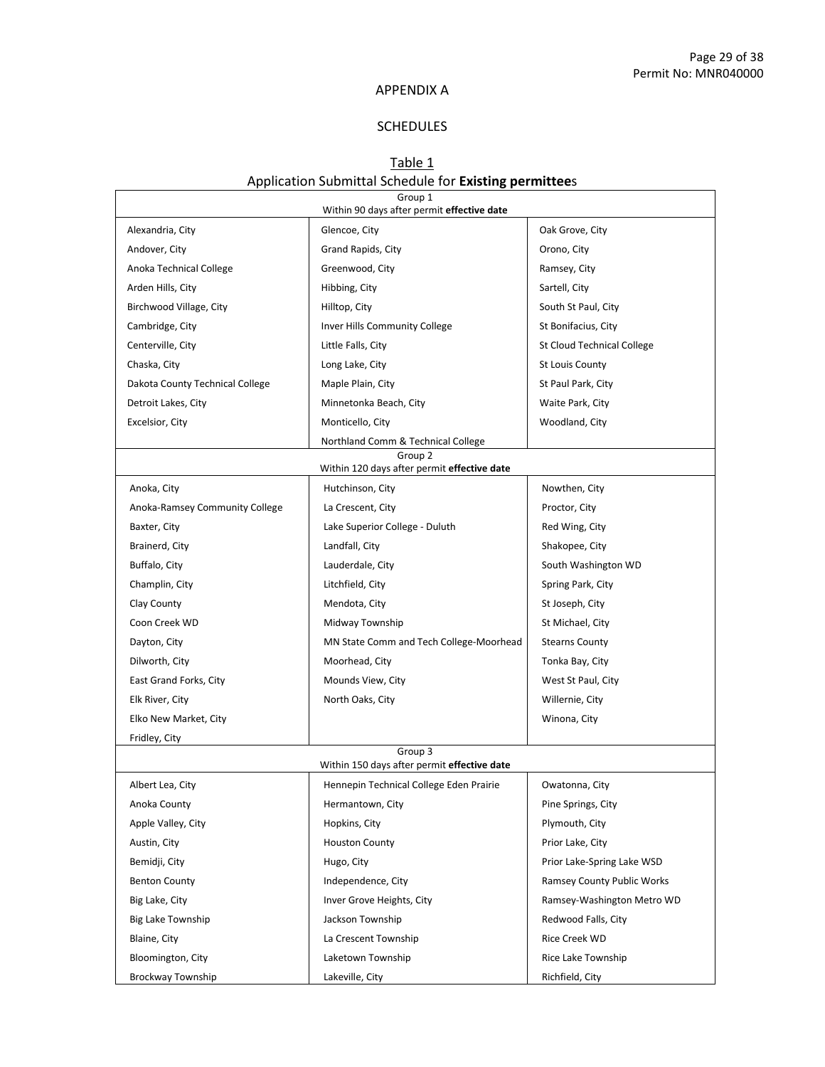APPENDIX A

SCHEDULES

Table 1

Application Submittal Schedule for **Existing permittee**s

| Group 1<br>Within 90 days after permit **effective date** | | |
|---|---|---|
| Alexandria, City | Glencoe, City | Oak Grove, City |
| Andover, City | Grand Rapids, City | Orono, City |
| Anoka Technical College | Greenwood, City | Ramsey, City |
| Arden Hills, City | Hibbing, City | Sartell, City |
| Birchwood Village, City | Hilltop, City | South St Paul, City |
| Cambridge, City | Inver Hills Community College | St Bonifacius, City |
| Centerville, City | Little Falls, City | St Cloud Technical College |
| Chaska, City | Long Lake, City | St Louis County |
| Dakota County Technical College | Maple Plain, City | St Paul Park, City |
| Detroit Lakes, City | Minnetonka Beach, City | Waite Park, City |
| Excelsior, City | Monticello, City | Woodland, City |
| | Northland Comm & Technical College | |
| **Group 2<br>Within 120 days after permit effective date** | | |
| Anoka, City | Hutchinson, City | Nowthen, City |
| Anoka-Ramsey Community College | La Crescent, City | Proctor, City |
| Baxter, City | Lake Superior College - Duluth | Red Wing, City |
| Brainerd, City | Landfall, City | Shakopee, City |
| Buffalo, City | Lauderdale, City | South Washington WD |
| Champlin, City | Litchfield, City | Spring Park, City |
| Clay County | Mendota, City | St Joseph, City |
| Coon Creek WD | Midway Township | St Michael, City |
| Dayton, City | MN State Comm and Tech College-Moorhead | Stearns County |
| Dilworth, City | Moorhead, City | Tonka Bay, City |
| East Grand Forks, City | Mounds View, City | West St Paul, City |
| Elk River, City | North Oaks, City | Willernie, City |
| Elko New Market, City | | Winona, City |
| Fridley, City | | |
| **Group 3<br>Within 150 days after permit effective date** | | |
| Albert Lea, City | Hennepin Technical College Eden Prairie | Owatonna, City |
| Anoka County | Hermantown, City | Pine Springs, City |
| Apple Valley, City | Hopkins, City | Plymouth, City |
| Austin, City | Houston County | Prior Lake, City |
| Bemidji, City | Hugo, City | Prior Lake-Spring Lake WSD |
| Benton County | Independence, City | Ramsey County Public Works |
| Big Lake, City | Inver Grove Heights, City | Ramsey-Washington Metro WD |
| Big Lake Township | Jackson Township | Redwood Falls, City |
| Blaine, City | La Crescent Township | Rice Creek WD |
| Bloomington, City | Laketown Township | Rice Lake Township |
| Brockway Township | Lakeville, City | Richfield, City |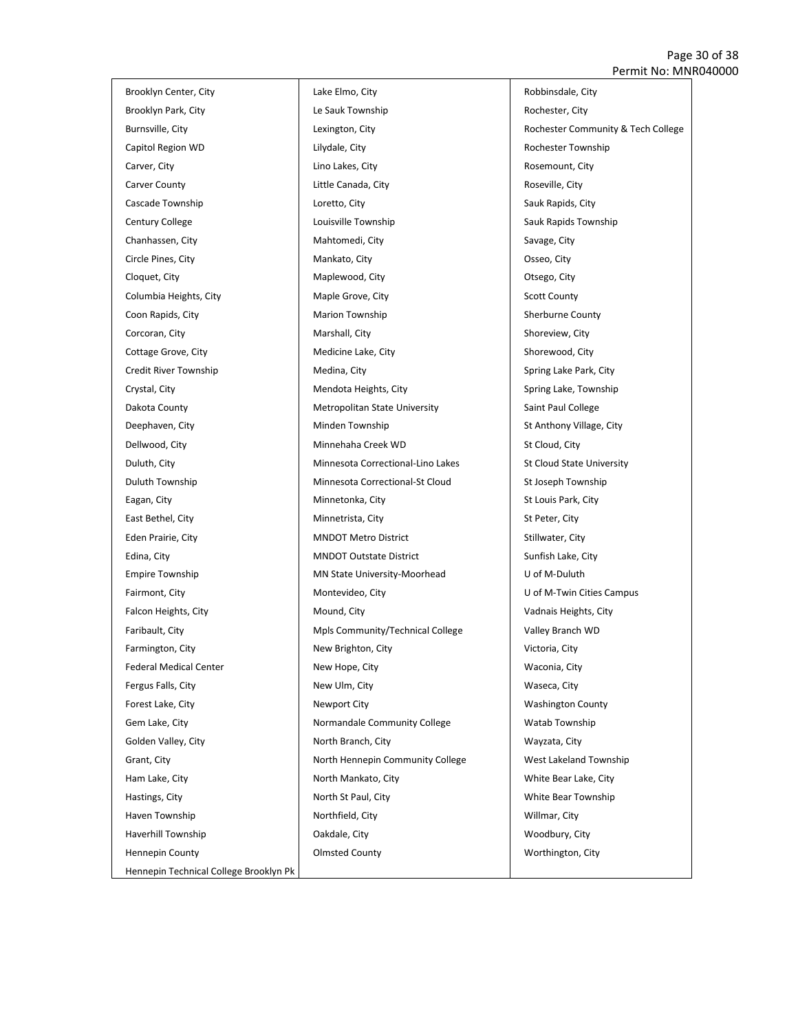| | | |
|---|---|---|
| Brooklyn Center, City | Lake Elmo, City | Robbinsdale, City |
| Brooklyn Park, City | Le Sauk Township | Rochester, City |
| Burnsville, City | Lexington, City | Rochester Community & Tech College |
| Capitol Region WD | Lilydale, City | Rochester Township |
| Carver, City | Lino Lakes, City | Rosemount, City |
| Carver County | Little Canada, City | Roseville, City |
| Cascade Township | Loretto, City | Sauk Rapids, City |
| Century College | Louisville Township | Sauk Rapids Township |
| Chanhassen, City | Mahtomedi, City | Savage, City |
| Circle Pines, City | Mankato, City | Osseo, City |
| Cloquet, City | Maplewood, City | Otsego, City |
| Columbia Heights, City | Maple Grove, City | Scott County |
| Coon Rapids, City | Marion Township | Sherburne County |
| Corcoran, City | Marshall, City | Shoreview, City |
| Cottage Grove, City | Medicine Lake, City | Shorewood, City |
| Credit River Township | Medina, City | Spring Lake Park, City |
| Crystal, City | Mendota Heights, City | Spring Lake, Township |
| Dakota County | Metropolitan State University | Saint Paul College |
| Deephaven, City | Minden Township | St Anthony Village, City |
| Dellwood, City | Minnehaha Creek WD | St Cloud, City |
| Duluth, City | Minnesota Correctional-Lino Lakes | St Cloud State University |
| Duluth Township | Minnesota Correctional-St Cloud | St Joseph Township |
| Eagan, City | Minnetonka, City | St Louis Park, City |
| East Bethel, City | Minnetrista, City | St Peter, City |
| Eden Prairie, City | MNDOT Metro District | Stillwater, City |
| Edina, City | MNDOT Outstate District | Sunfish Lake, City |
| Empire Township | MN State University-Moorhead | U of M-Duluth |
| Fairmont, City | Montevideo, City | U of M-Twin Cities Campus |
| Falcon Heights, City | Mound, City | Vadnais Heights, City |
| Faribault, City | Mpls Community/Technical College | Valley Branch WD |
| Farmington, City | New Brighton, City | Victoria, City |
| Federal Medical Center | New Hope, City | Waconia, City |
| Fergus Falls, City | New Ulm, City | Waseca, City |
| Forest Lake, City | Newport City | Washington County |
| Gem Lake, City | Normandale Community College | Watab Township |
| Golden Valley, City | North Branch, City | Wayzata, City |
| Grant, City | North Hennepin Community College | West Lakeland Township |
| Ham Lake, City | North Mankato, City | White Bear Lake, City |
| Hastings, City | North St Paul, City | White Bear Township |
| Haven Township | Northfield, City | Willmar, City |
| Haverhill Township | Oakdale, City | Woodbury, City |
| Hennepin County | Olmsted County | Worthington, City |
| Hennepin Technical College Brooklyn Pk | | |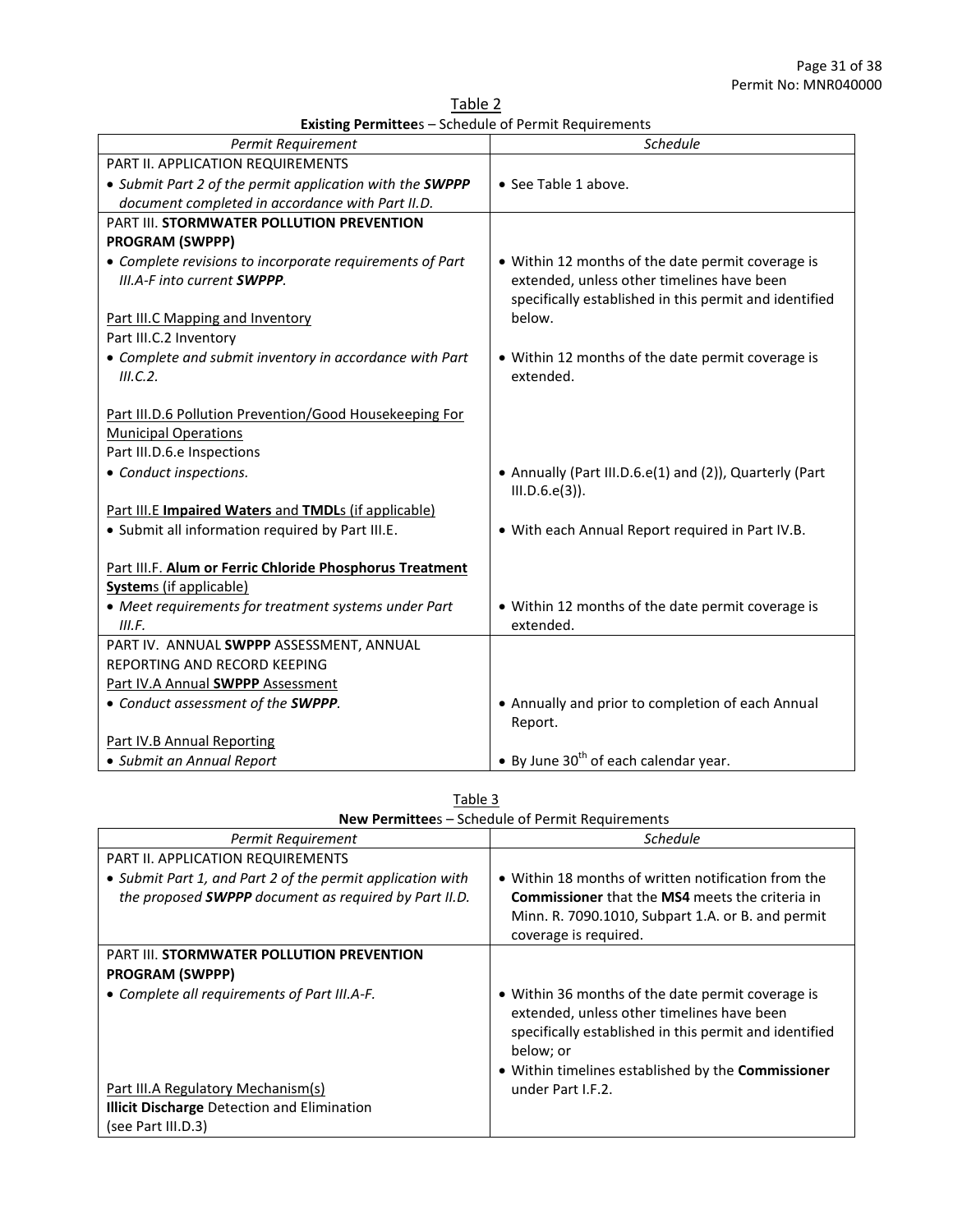Table 2

**Existing Permittee**s – Schedule of Permit Requirements

| *Permit Requirement* | *Schedule* |
|---|---|
| PART II. APPLICATION REQUIREMENTS<br>• *Submit Part 2 of the permit application with the* ***SWPPP*** *document completed in accordance with Part II.D.* | • See Table 1 above. |
| PART III. **STORMWATER POLLUTION PREVENTION PROGRAM (SWPPP)**<br>• *Complete revisions to incorporate requirements of Part III.A-F into current* ***SWPPP****.*<br><br>Part III.C Mapping and Inventory<br>Part III.C.2 Inventory<br>• *Complete and submit inventory in accordance with Part III.C.2.*<br><br>Part III.D.6 Pollution Prevention/Good Housekeeping For Municipal Operations<br>Part III.D.6.e Inspections<br>• *Conduct inspections.*<br><br>Part III.E **Impaired Waters** and **TMDL**s (if applicable)<br>• Submit all information required by Part III.E.<br><br>Part III.F. **Alum or Ferric Chloride Phosphorus Treatment System**s (if applicable)<br>• *Meet requirements for treatment systems under Part III.F.* | • Within 12 months of the date permit coverage is extended, unless other timelines have been specifically established in this permit and identified below.<br><br>• Within 12 months of the date permit coverage is extended.<br><br>• Annually (Part III.D.6.e(1) and (2)), Quarterly (Part III.D.6.e(3)).<br><br>• With each Annual Report required in Part IV.B.<br><br>• Within 12 months of the date permit coverage is extended. |
| PART IV. ANNUAL **SWPPP** ASSESSMENT, ANNUAL REPORTING AND RECORD KEEPING<br>Part IV.A Annual **SWPPP** Assessment<br>• *Conduct assessment of the* ***SWPPP****.*<br><br>Part IV.B Annual Reporting<br>• *Submit an Annual Report* | • Annually and prior to completion of each Annual Report.<br><br>• By June 30th of each calendar year. |

Table 3

**New Permittee**s – Schedule of Permit Requirements

| *Permit Requirement* | *Schedule* |
|---|---|
| PART II. APPLICATION REQUIREMENTS<br>• *Submit Part 1, and Part 2 of the permit application with the proposed* ***SWPPP*** *document as required by Part II.D.* | • Within 18 months of written notification from the **Commissioner** that the **MS4** meets the criteria in Minn. R. 7090.1010, Subpart 1.A. or B. and permit coverage is required. |
| PART III. **STORMWATER POLLUTION PREVENTION PROGRAM (SWPPP)**<br>• *Complete all requirements of Part III.A-F.*<br><br>Part III.A Regulatory Mechanism(s)<br>**Illicit Discharge** Detection and Elimination (see Part III.D.3) | • Within 36 months of the date permit coverage is extended, unless other timelines have been specifically established in this permit and identified below; or<br>• Within timelines established by the **Commissioner** under Part I.F.2. |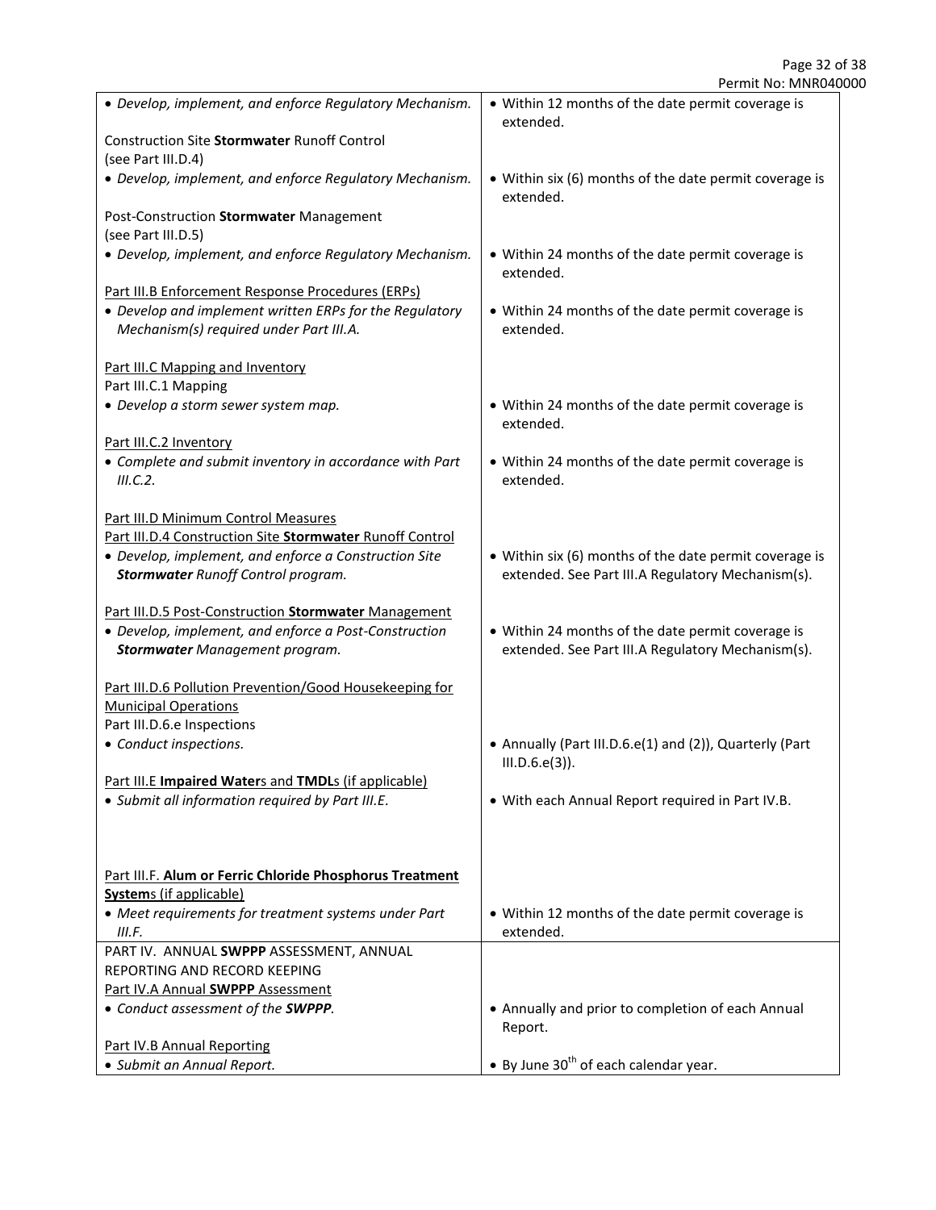| | |
|---|---|
| • *Develop, implement, and enforce Regulatory Mechanism.* | • Within 12 months of the date permit coverage is extended. |
| Construction Site **Stormwater** Runoff Control (see Part III.D.4) | |
| • *Develop, implement, and enforce Regulatory Mechanism.* | • Within six (6) months of the date permit coverage is extended. |
| Post-Construction **Stormwater** Management (see Part III.D.5) | |
| • *Develop, implement, and enforce Regulatory Mechanism.* | • Within 24 months of the date permit coverage is extended. |
| Part III.B Enforcement Response Procedures (ERPs) | |
| • *Develop and implement written ERPs for the Regulatory Mechanism(s) required under Part III.A.* | • Within 24 months of the date permit coverage is extended. |
| Part III.C Mapping and Inventory | |
| Part III.C.1 Mapping | |
| • *Develop a storm sewer system map.* | • Within 24 months of the date permit coverage is extended. |
| Part III.C.2 Inventory | |
| • *Complete and submit inventory in accordance with Part III.C.2.* | • Within 24 months of the date permit coverage is extended. |
| Part III.D Minimum Control Measures | |
| Part III.D.4 Construction Site **Stormwater** Runoff Control | |
| • *Develop, implement, and enforce a Construction Site* ***Stormwater*** *Runoff Control program.* | • Within six (6) months of the date permit coverage is extended. See Part III.A Regulatory Mechanism(s). |
| Part III.D.5 Post-Construction **Stormwater** Management | |
| • *Develop, implement, and enforce a Post-Construction* ***Stormwater*** *Management program.* | • Within 24 months of the date permit coverage is extended. See Part III.A Regulatory Mechanism(s). |
| Part III.D.6 Pollution Prevention/Good Housekeeping for Municipal Operations | |
| Part III.D.6.e Inspections | |
| • *Conduct inspections.* | • Annually (Part III.D.6.e(1) and (2)), Quarterly (Part III.D.6.e(3)). |
| Part III.E **Impaired Water**s and **TMDL**s (if applicable) | |
| • *Submit all information required by Part III.E.* | • With each Annual Report required in Part IV.B. |
| Part III.F. **Alum or Ferric Chloride Phosphorus Treatment System**s (if applicable) | |
| • *Meet requirements for treatment systems under Part III.F.* | • Within 12 months of the date permit coverage is extended. |
| PART IV. ANNUAL **SWPPP** ASSESSMENT, ANNUAL REPORTING AND RECORD KEEPING | |
| Part IV.A Annual **SWPPP** Assessment | |
| • *Conduct assessment of the* ***SWPPP****.* | • Annually and prior to completion of each Annual Report. |
| Part IV.B Annual Reporting | |
| • *Submit an Annual Report.* | • By June 30th of each calendar year. |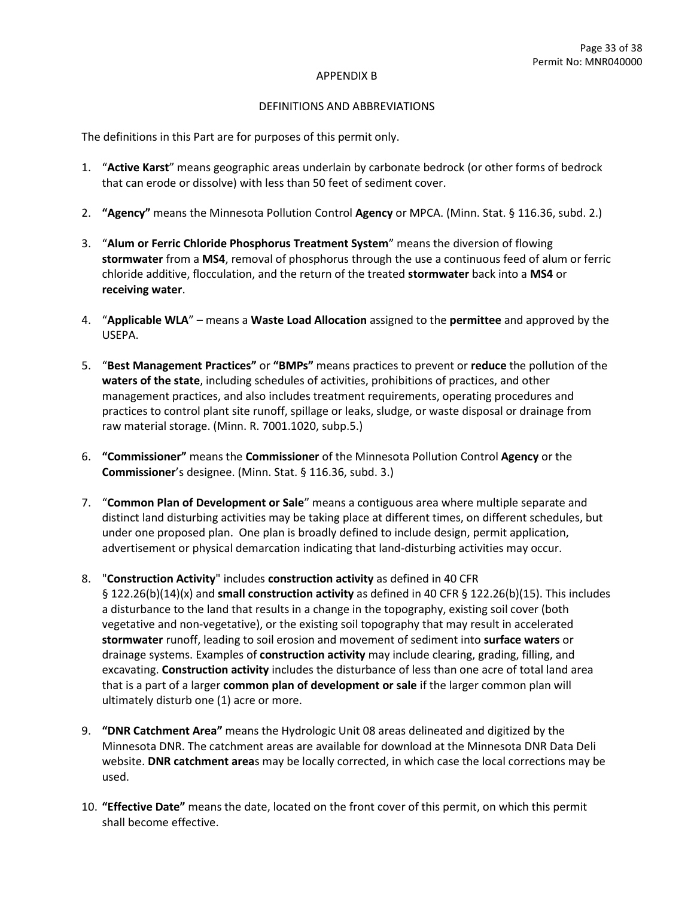## APPENDIX B

## DEFINITIONS AND ABBREVIATIONS

The definitions in this Part are for purposes of this permit only.

1. "**Active Karst**" means geographic areas underlain by carbonate bedrock (or other forms of bedrock that can erode or dissolve) with less than 50 feet of sediment cover.

2. **"Agency"** means the Minnesota Pollution Control **Agency** or MPCA. (Minn. Stat. § 116.36, subd. 2.)

3. "**Alum or Ferric Chloride Phosphorus Treatment System**" means the diversion of flowing **stormwater** from a **MS4**, removal of phosphorus through the use a continuous feed of alum or ferric chloride additive, flocculation, and the return of the treated **stormwater** back into a **MS4** or **receiving water**.

4. "**Applicable WLA**" – means a **Waste Load Allocation** assigned to the **permittee** and approved by the USEPA.

5. "**Best Management Practices"** or **"BMPs"** means practices to prevent or **reduce** the pollution of the **waters of the state**, including schedules of activities, prohibitions of practices, and other management practices, and also includes treatment requirements, operating procedures and practices to control plant site runoff, spillage or leaks, sludge, or waste disposal or drainage from raw material storage. (Minn. R. 7001.1020, subp.5.)

6. **"Commissioner"** means the **Commissioner** of the Minnesota Pollution Control **Agency** or the **Commissioner**'s designee. (Minn. Stat. § 116.36, subd. 3.)

7. "**Common Plan of Development or Sale**" means a contiguous area where multiple separate and distinct land disturbing activities may be taking place at different times, on different schedules, but under one proposed plan. One plan is broadly defined to include design, permit application, advertisement or physical demarcation indicating that land-disturbing activities may occur.

8. "**Construction Activity**" includes **construction activity** as defined in 40 CFR § 122.26(b)(14)(x) and **small construction activity** as defined in 40 CFR § 122.26(b)(15). This includes a disturbance to the land that results in a change in the topography, existing soil cover (both vegetative and non-vegetative), or the existing soil topography that may result in accelerated **stormwater** runoff, leading to soil erosion and movement of sediment into **surface waters** or drainage systems. Examples of **construction activity** may include clearing, grading, filling, and excavating. **Construction activity** includes the disturbance of less than one acre of total land area that is a part of a larger **common plan of development or sale** if the larger common plan will ultimately disturb one (1) acre or more.

9. **"DNR Catchment Area"** means the Hydrologic Unit 08 areas delineated and digitized by the Minnesota DNR. The catchment areas are available for download at the Minnesota DNR Data Deli website. **DNR catchment area**s may be locally corrected, in which case the local corrections may be used.

10. **"Effective Date"** means the date, located on the front cover of this permit, on which this permit shall become effective.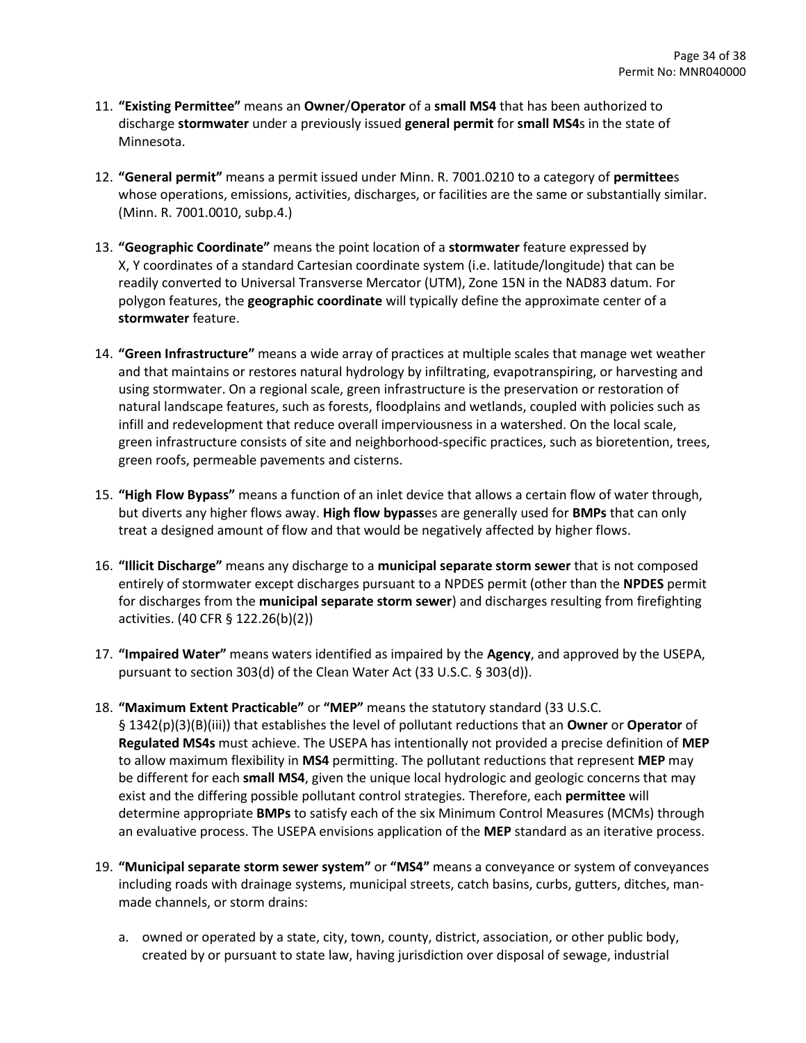11. **"Existing Permittee"** means an **Owner**/**Operator** of a **small MS4** that has been authorized to discharge **stormwater** under a previously issued **general permit** for **small MS4**s in the state of Minnesota.

12. **"General permit"** means a permit issued under Minn. R. 7001.0210 to a category of **permittee**s whose operations, emissions, activities, discharges, or facilities are the same or substantially similar. (Minn. R. 7001.0010, subp.4.)

13. **"Geographic Coordinate"** means the point location of a **stormwater** feature expressed by X, Y coordinates of a standard Cartesian coordinate system (i.e. latitude/longitude) that can be readily converted to Universal Transverse Mercator (UTM), Zone 15N in the NAD83 datum. For polygon features, the **geographic coordinate** will typically define the approximate center of a **stormwater** feature.

14. **"Green Infrastructure"** means a wide array of practices at multiple scales that manage wet weather and that maintains or restores natural hydrology by infiltrating, evapotranspiring, or harvesting and using stormwater. On a regional scale, green infrastructure is the preservation or restoration of natural landscape features, such as forests, floodplains and wetlands, coupled with policies such as infill and redevelopment that reduce overall imperviousness in a watershed. On the local scale, green infrastructure consists of site and neighborhood-specific practices, such as bioretention, trees, green roofs, permeable pavements and cisterns.

15. **"High Flow Bypass"** means a function of an inlet device that allows a certain flow of water through, but diverts any higher flows away. **High flow bypass**es are generally used for **BMPs** that can only treat a designed amount of flow and that would be negatively affected by higher flows.

16. **"Illicit Discharge"** means any discharge to a **municipal separate storm sewer** that is not composed entirely of stormwater except discharges pursuant to a NPDES permit (other than the **NPDES** permit for discharges from the **municipal separate storm sewer**) and discharges resulting from firefighting activities. (40 CFR § 122.26(b)(2))

17. **"Impaired Water"** means waters identified as impaired by the **Agency**, and approved by the USEPA, pursuant to section 303(d) of the Clean Water Act (33 U.S.C. § 303(d)).

18. **"Maximum Extent Practicable"** or **"MEP"** means the statutory standard (33 U.S.C. § 1342(p)(3)(B)(iii)) that establishes the level of pollutant reductions that an **Owner** or **Operator** of **Regulated MS4s** must achieve. The USEPA has intentionally not provided a precise definition of **MEP** to allow maximum flexibility in **MS4** permitting. The pollutant reductions that represent **MEP** may be different for each **small MS4**, given the unique local hydrologic and geologic concerns that may exist and the differing possible pollutant control strategies. Therefore, each **permittee** will determine appropriate **BMPs** to satisfy each of the six Minimum Control Measures (MCMs) through an evaluative process. The USEPA envisions application of the **MEP** standard as an iterative process.

19. **"Municipal separate storm sewer system"** or **"MS4"** means a conveyance or system of conveyances including roads with drainage systems, municipal streets, catch basins, curbs, gutters, ditches, man-made channels, or storm drains:

    a. owned or operated by a state, city, town, county, district, association, or other public body, created by or pursuant to state law, having jurisdiction over disposal of sewage, industrial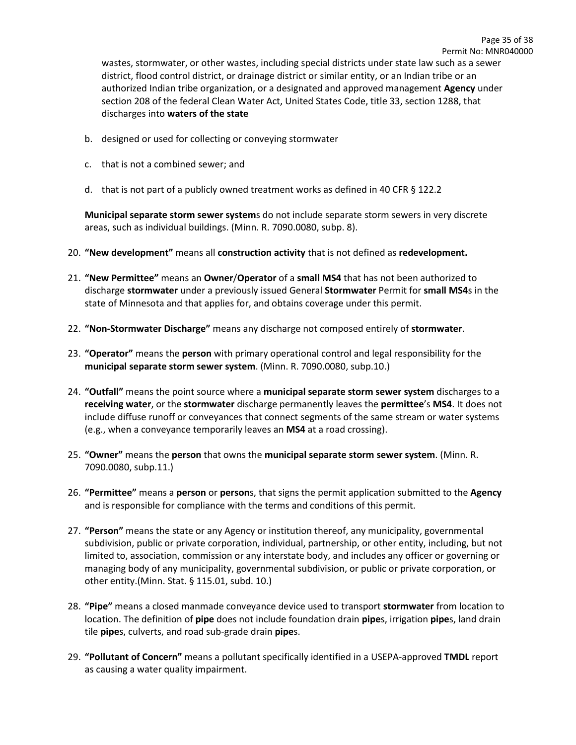wastes, stormwater, or other wastes, including special districts under state law such as a sewer district, flood control district, or drainage district or similar entity, or an Indian tribe or an authorized Indian tribe organization, or a designated and approved management **Agency** under section 208 of the federal Clean Water Act, United States Code, title 33, section 1288, that discharges into **waters of the state**

b. designed or used for collecting or conveying stormwater

c. that is not a combined sewer; and

d. that is not part of a publicly owned treatment works as defined in 40 CFR § 122.2

**Municipal separate storm sewer system**s do not include separate storm sewers in very discrete areas, such as individual buildings. (Minn. R. 7090.0080, subp. 8).

20. **"New development"** means all **construction activity** that is not defined as **redevelopment.**

21. **"New Permittee"** means an **Owner**/**Operator** of a **small MS4** that has not been authorized to discharge **stormwater** under a previously issued General **Stormwater** Permit for **small MS4**s in the state of Minnesota and that applies for, and obtains coverage under this permit.

22. **"Non-Stormwater Discharge"** means any discharge not composed entirely of **stormwater**.

23. **"Operator"** means the **person** with primary operational control and legal responsibility for the **municipal separate storm sewer system**. (Minn. R. 7090.0080, subp.10.)

24. **"Outfall"** means the point source where a **municipal separate storm sewer system** discharges to a **receiving water**, or the **stormwater** discharge permanently leaves the **permittee**'s **MS4**. It does not include diffuse runoff or conveyances that connect segments of the same stream or water systems (e.g., when a conveyance temporarily leaves an **MS4** at a road crossing).

25. **"Owner"** means the **person** that owns the **municipal separate storm sewer system**. (Minn. R. 7090.0080, subp.11.)

26. **"Permittee"** means a **person** or **person**s, that signs the permit application submitted to the **Agency** and is responsible for compliance with the terms and conditions of this permit.

27. **"Person"** means the state or any Agency or institution thereof, any municipality, governmental subdivision, public or private corporation, individual, partnership, or other entity, including, but not limited to, association, commission or any interstate body, and includes any officer or governing or managing body of any municipality, governmental subdivision, or public or private corporation, or other entity.(Minn. Stat. § 115.01, subd. 10.)

28. **"Pipe"** means a closed manmade conveyance device used to transport **stormwater** from location to location. The definition of **pipe** does not include foundation drain **pipe**s, irrigation **pipe**s, land drain tile **pipe**s, culverts, and road sub-grade drain **pipe**s.

29. **"Pollutant of Concern"** means a pollutant specifically identified in a USEPA-approved **TMDL** report as causing a water quality impairment.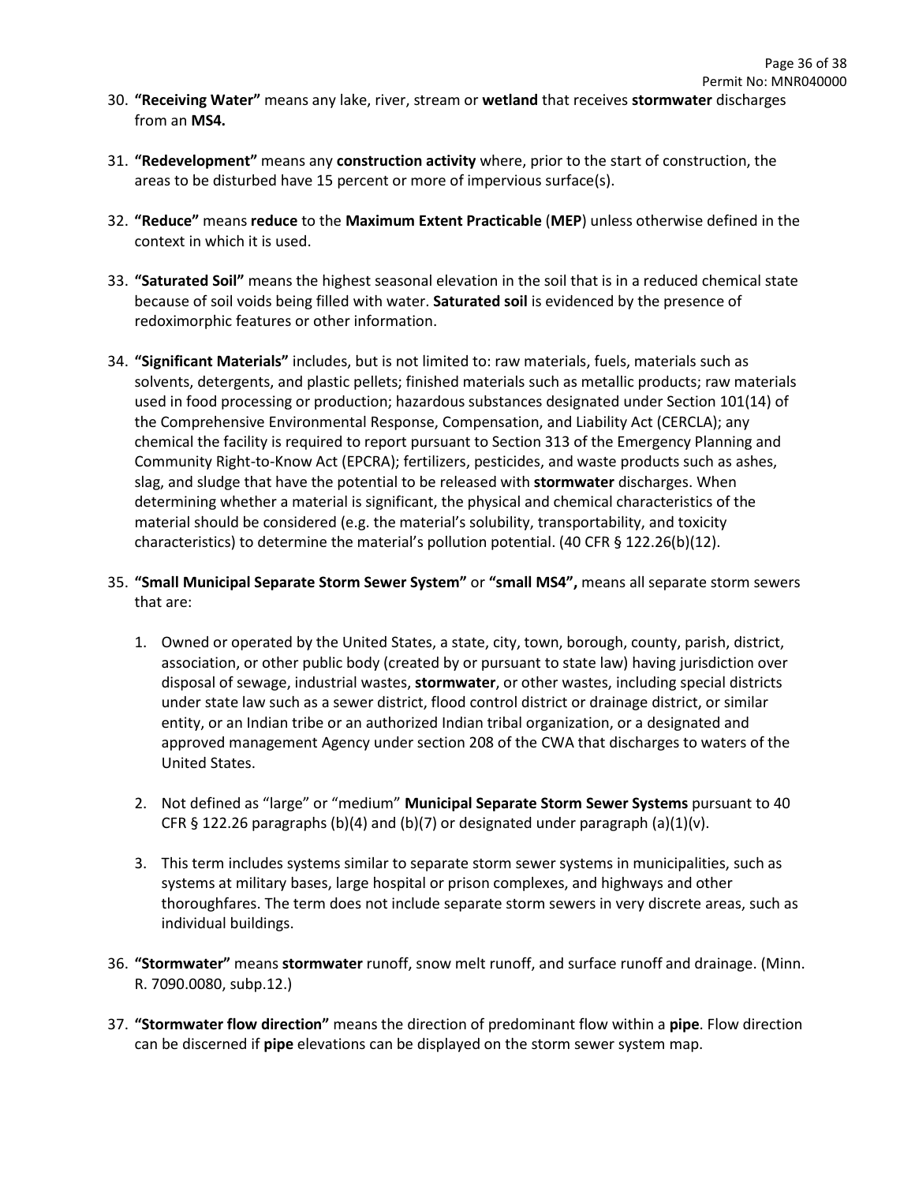30. **"Receiving Water"** means any lake, river, stream or **wetland** that receives **stormwater** discharges from an **MS4.**

31. **"Redevelopment"** means any **construction activity** where, prior to the start of construction, the areas to be disturbed have 15 percent or more of impervious surface(s).

32. **"Reduce"** means **reduce** to the **Maximum Extent Practicable** (**MEP**) unless otherwise defined in the context in which it is used.

33. **"Saturated Soil"** means the highest seasonal elevation in the soil that is in a reduced chemical state because of soil voids being filled with water. **Saturated soil** is evidenced by the presence of redoximorphic features or other information.

34. **"Significant Materials"** includes, but is not limited to: raw materials, fuels, materials such as solvents, detergents, and plastic pellets; finished materials such as metallic products; raw materials used in food processing or production; hazardous substances designated under Section 101(14) of the Comprehensive Environmental Response, Compensation, and Liability Act (CERCLA); any chemical the facility is required to report pursuant to Section 313 of the Emergency Planning and Community Right-to-Know Act (EPCRA); fertilizers, pesticides, and waste products such as ashes, slag, and sludge that have the potential to be released with **stormwater** discharges. When determining whether a material is significant, the physical and chemical characteristics of the material should be considered (e.g. the material's solubility, transportability, and toxicity characteristics) to determine the material's pollution potential. (40 CFR § 122.26(b)(12).

35. **"Small Municipal Separate Storm Sewer System"** or **"small MS4",** means all separate storm sewers that are:

    1. Owned or operated by the United States, a state, city, town, borough, county, parish, district, association, or other public body (created by or pursuant to state law) having jurisdiction over disposal of sewage, industrial wastes, **stormwater**, or other wastes, including special districts under state law such as a sewer district, flood control district or drainage district, or similar entity, or an Indian tribe or an authorized Indian tribal organization, or a designated and approved management Agency under section 208 of the CWA that discharges to waters of the United States.

    2. Not defined as "large" or "medium" **Municipal Separate Storm Sewer Systems** pursuant to 40 CFR § 122.26 paragraphs (b)(4) and (b)(7) or designated under paragraph (a)(1)(v).

    3. This term includes systems similar to separate storm sewer systems in municipalities, such as systems at military bases, large hospital or prison complexes, and highways and other thoroughfares. The term does not include separate storm sewers in very discrete areas, such as individual buildings.

36. **"Stormwater"** means **stormwater** runoff, snow melt runoff, and surface runoff and drainage. (Minn. R. 7090.0080, subp.12.)

37. **"Stormwater flow direction"** means the direction of predominant flow within a **pipe**. Flow direction can be discerned if **pipe** elevations can be displayed on the storm sewer system map.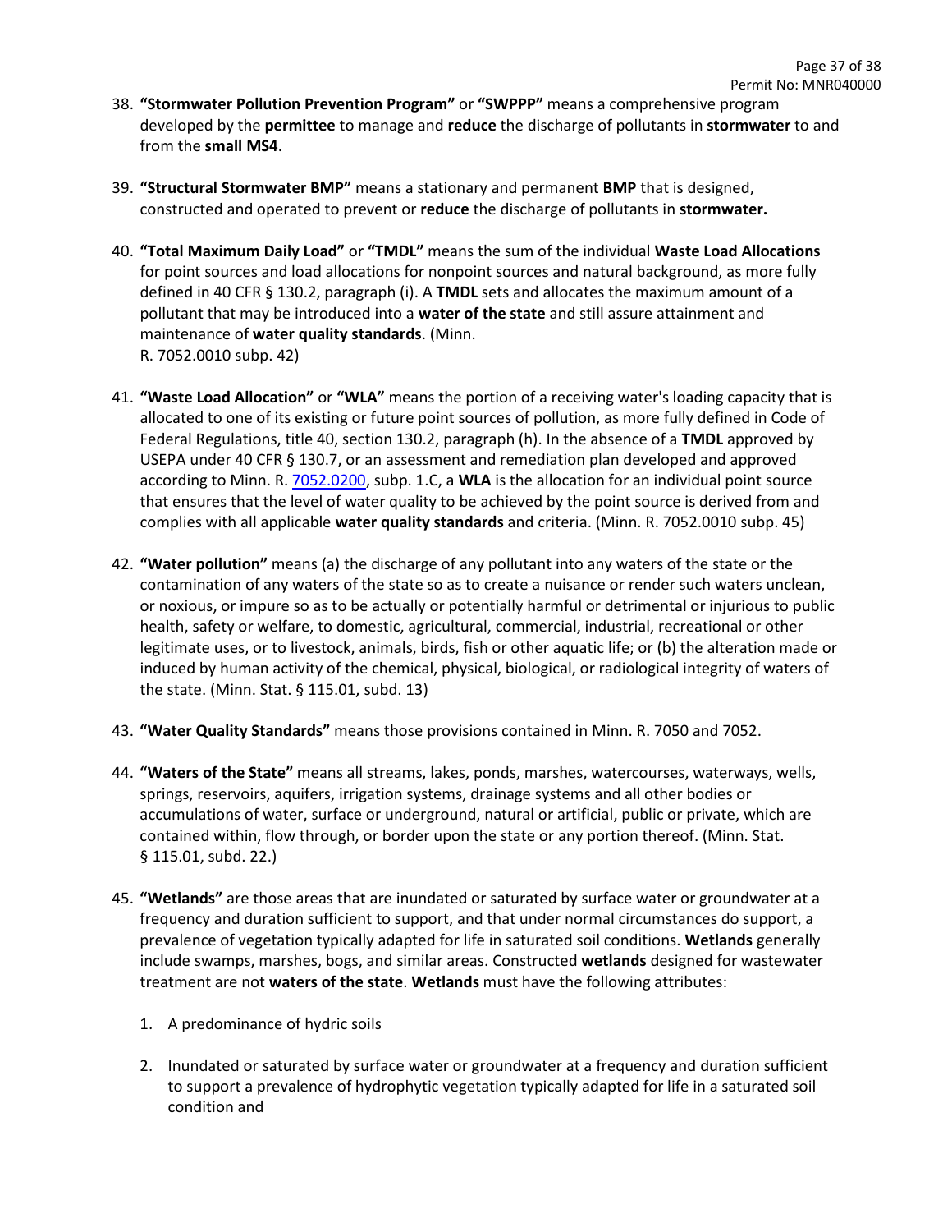38. **"Stormwater Pollution Prevention Program"** or **"SWPPP"** means a comprehensive program developed by the **permittee** to manage and **reduce** the discharge of pollutants in **stormwater** to and from the **small MS4**.

39. **"Structural Stormwater BMP"** means a stationary and permanent **BMP** that is designed, constructed and operated to prevent or **reduce** the discharge of pollutants in **stormwater.**

40. **"Total Maximum Daily Load"** or **"TMDL"** means the sum of the individual **Waste Load Allocations** for point sources and load allocations for nonpoint sources and natural background, as more fully defined in 40 CFR § 130.2, paragraph (i). A **TMDL** sets and allocates the maximum amount of a pollutant that may be introduced into a **water of the state** and still assure attainment and maintenance of **water quality standards**. (Minn. R. 7052.0010 subp. 42)

41. **"Waste Load Allocation"** or **"WLA"** means the portion of a receiving water's loading capacity that is allocated to one of its existing or future point sources of pollution, as more fully defined in Code of Federal Regulations, title 40, section 130.2, paragraph (h). In the absence of a **TMDL** approved by USEPA under 40 CFR § 130.7, or an assessment and remediation plan developed and approved according to Minn. R. 7052.0200, subp. 1.C, a **WLA** is the allocation for an individual point source that ensures that the level of water quality to be achieved by the point source is derived from and complies with all applicable **water quality standards** and criteria. (Minn. R. 7052.0010 subp. 45)

42. **"Water pollution"** means (a) the discharge of any pollutant into any waters of the state or the contamination of any waters of the state so as to create a nuisance or render such waters unclean, or noxious, or impure so as to be actually or potentially harmful or detrimental or injurious to public health, safety or welfare, to domestic, agricultural, commercial, industrial, recreational or other legitimate uses, or to livestock, animals, birds, fish or other aquatic life; or (b) the alteration made or induced by human activity of the chemical, physical, biological, or radiological integrity of waters of the state. (Minn. Stat. § 115.01, subd. 13)

43. **"Water Quality Standards"** means those provisions contained in Minn. R. 7050 and 7052.

44. **"Waters of the State"** means all streams, lakes, ponds, marshes, watercourses, waterways, wells, springs, reservoirs, aquifers, irrigation systems, drainage systems and all other bodies or accumulations of water, surface or underground, natural or artificial, public or private, which are contained within, flow through, or border upon the state or any portion thereof. (Minn. Stat. § 115.01, subd. 22.)

45. **"Wetlands"** are those areas that are inundated or saturated by surface water or groundwater at a frequency and duration sufficient to support, and that under normal circumstances do support, a prevalence of vegetation typically adapted for life in saturated soil conditions. **Wetlands** generally include swamps, marshes, bogs, and similar areas. Constructed **wetlands** designed for wastewater treatment are not **waters of the state**. **Wetlands** must have the following attributes:

    1. A predominance of hydric soils

    2. Inundated or saturated by surface water or groundwater at a frequency and duration sufficient to support a prevalence of hydrophytic vegetation typically adapted for life in a saturated soil condition and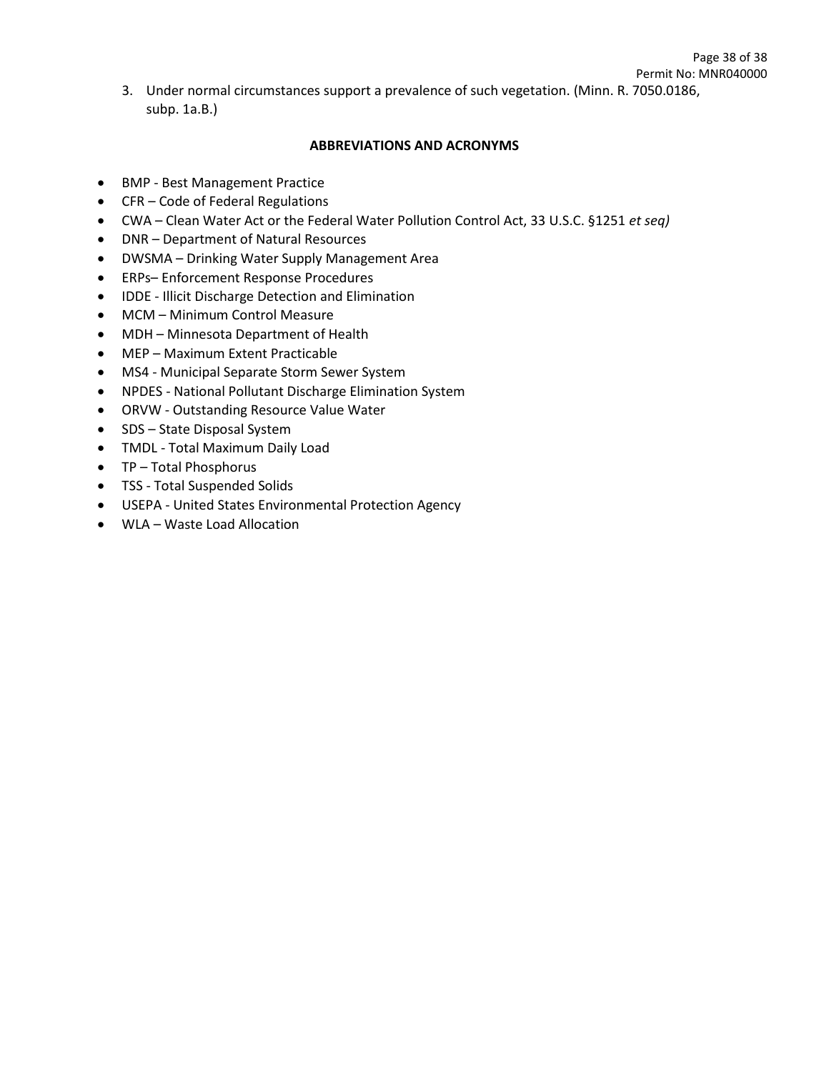3. Under normal circumstances support a prevalence of such vegetation. (Minn. R. 7050.0186, subp. 1a.B.)

### ABBREVIATIONS AND ACRONYMS

- BMP - Best Management Practice
- CFR – Code of Federal Regulations
- CWA – Clean Water Act or the Federal Water Pollution Control Act, 33 U.S.C. §1251 *et seq)*
- DNR – Department of Natural Resources
- DWSMA – Drinking Water Supply Management Area
- ERPs– Enforcement Response Procedures
- IDDE - Illicit Discharge Detection and Elimination
- MCM – Minimum Control Measure
- MDH – Minnesota Department of Health
- MEP – Maximum Extent Practicable
- MS4 - Municipal Separate Storm Sewer System
- NPDES - National Pollutant Discharge Elimination System
- ORVW - Outstanding Resource Value Water
- SDS – State Disposal System
- TMDL - Total Maximum Daily Load
- TP – Total Phosphorus
- TSS - Total Suspended Solids
- USEPA - United States Environmental Protection Agency
- WLA – Waste Load Allocation